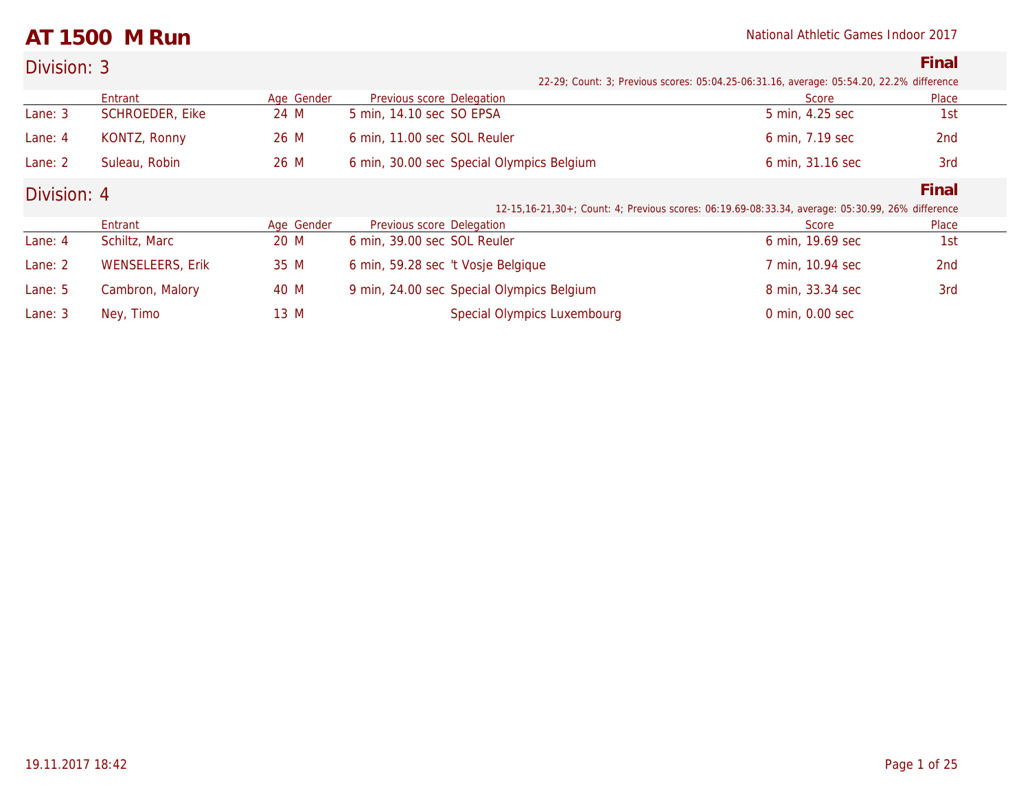# AT 1500 M Run

National Athletic Games Indoor 2017

## Division: 3

**Final**

22-29; Count: 3; Previous scores: 05:04.25-06:31.16, average: 05:54.20, 22.2% difference

| | Entrant | Age | Gender | Previous score | Delegation | Score | Place |
|---|---|---|---|---|---|---|---|
| Lane: 3 | SCHROEDER, Eike | 24 | M | 5 min, 14.10 sec | SO EPSA | 5 min, 4.25 sec | 1st |
| Lane: 4 | KONTZ, Ronny | 26 | M | 6 min, 11.00 sec | SOL Reuler | 6 min, 7.19 sec | 2nd |
| Lane: 2 | Suleau, Robin | 26 | M | 6 min, 30.00 sec | Special Olympics Belgium | 6 min, 31.16 sec | 3rd |

## Division: 4

**Final**

12-15,16-21,30+; Count: 4; Previous scores: 06:19.69-08:33.34, average: 05:30.99, 26% difference

| | Entrant | Age | Gender | Previous score | Delegation | Score | Place |
|---|---|---|---|---|---|---|---|
| Lane: 4 | Schiltz, Marc | 20 | M | 6 min, 39.00 sec | SOL Reuler | 6 min, 19.69 sec | 1st |
| Lane: 2 | WENSELEERS, Erik | 35 | M | 6 min, 59.28 sec | 't Vosje Belgique | 7 min, 10.94 sec | 2nd |
| Lane: 5 | Cambron, Malory | 40 | M | 9 min, 24.00 sec | Special Olympics Belgium | 8 min, 33.34 sec | 3rd |
| Lane: 3 | Ney, Timo | 13 | M | | Special Olympics Luxembourg | 0 min, 0.00 sec | |

19.11.2017 18:42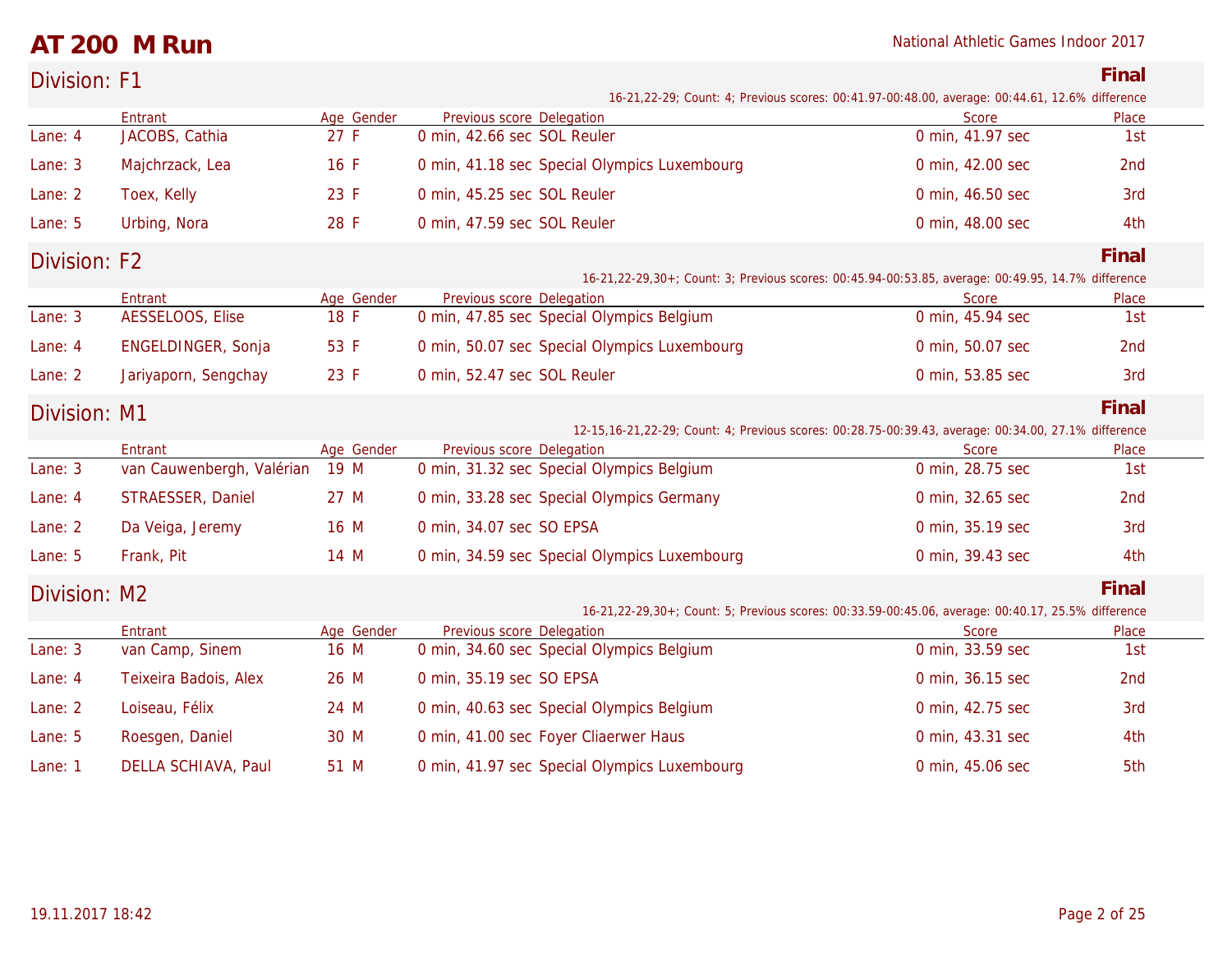# AT 200 M Run

National Athletic Games Indoor 2017

## Division: F1

**Final**

16-21,22-29; Count: 4; Previous scores: 00:41.97-00:48.00, average: 00:44.61, 12.6% difference

| | Entrant | Age | Gender | Previous score | Delegation | Score | Place |
|---|---|---|---|---|---|---|---|
| Lane: 4 | JACOBS, Cathia | 27 | F | 0 min, 42.66 sec | SOL Reuler | 0 min, 41.97 sec | 1st |
| Lane: 3 | Majchrzack, Lea | 16 | F | 0 min, 41.18 sec | Special Olympics Luxembourg | 0 min, 42.00 sec | 2nd |
| Lane: 2 | Toex, Kelly | 23 | F | 0 min, 45.25 sec | SOL Reuler | 0 min, 46.50 sec | 3rd |
| Lane: 5 | Urbing, Nora | 28 | F | 0 min, 47.59 sec | SOL Reuler | 0 min, 48.00 sec | 4th |

## Division: F2

**Final**

16-21,22-29,30+; Count: 3; Previous scores: 00:45.94-00:53.85, average: 00:49.95, 14.7% difference

| | Entrant | Age | Gender | Previous score | Delegation | Score | Place |
|---|---|---|---|---|---|---|---|
| Lane: 3 | AESSELOOS, Elise | 18 | F | 0 min, 47.85 sec | Special Olympics Belgium | 0 min, 45.94 sec | 1st |
| Lane: 4 | ENGELDINGER, Sonja | 53 | F | 0 min, 50.07 sec | Special Olympics Luxembourg | 0 min, 50.07 sec | 2nd |
| Lane: 2 | Jariyaporn, Sengchay | 23 | F | 0 min, 52.47 sec | SOL Reuler | 0 min, 53.85 sec | 3rd |

## Division: M1

**Final**

12-15,16-21,22-29; Count: 4; Previous scores: 00:28.75-00:39.43, average: 00:34.00, 27.1% difference

| | Entrant | Age | Gender | Previous score | Delegation | Score | Place |
|---|---|---|---|---|---|---|---|
| Lane: 3 | van Cauwenbergh, Valérian | 19 | M | 0 min, 31.32 sec | Special Olympics Belgium | 0 min, 28.75 sec | 1st |
| Lane: 4 | STRAESSER, Daniel | 27 | M | 0 min, 33.28 sec | Special Olympics Germany | 0 min, 32.65 sec | 2nd |
| Lane: 2 | Da Veiga, Jeremy | 16 | M | 0 min, 34.07 sec | SO EPSA | 0 min, 35.19 sec | 3rd |
| Lane: 5 | Frank, Pit | 14 | M | 0 min, 34.59 sec | Special Olympics Luxembourg | 0 min, 39.43 sec | 4th |

## Division: M2

**Final**

16-21,22-29,30+; Count: 5; Previous scores: 00:33.59-00:45.06, average: 00:40.17, 25.5% difference

| | Entrant | Age | Gender | Previous score | Delegation | Score | Place |
|---|---|---|---|---|---|---|---|
| Lane: 3 | van Camp, Sinem | 16 | M | 0 min, 34.60 sec | Special Olympics Belgium | 0 min, 33.59 sec | 1st |
| Lane: 4 | Teixeira Badois, Alex | 26 | M | 0 min, 35.19 sec | SO EPSA | 0 min, 36.15 sec | 2nd |
| Lane: 2 | Loiseau, Félix | 24 | M | 0 min, 40.63 sec | Special Olympics Belgium | 0 min, 42.75 sec | 3rd |
| Lane: 5 | Roesgen, Daniel | 30 | M | 0 min, 41.00 sec | Foyer Cliaerwer Haus | 0 min, 43.31 sec | 4th |
| Lane: 1 | DELLA SCHIAVA, Paul | 51 | M | 0 min, 41.97 sec | Special Olympics Luxembourg | 0 min, 45.06 sec | 5th |

19.11.2017 18:42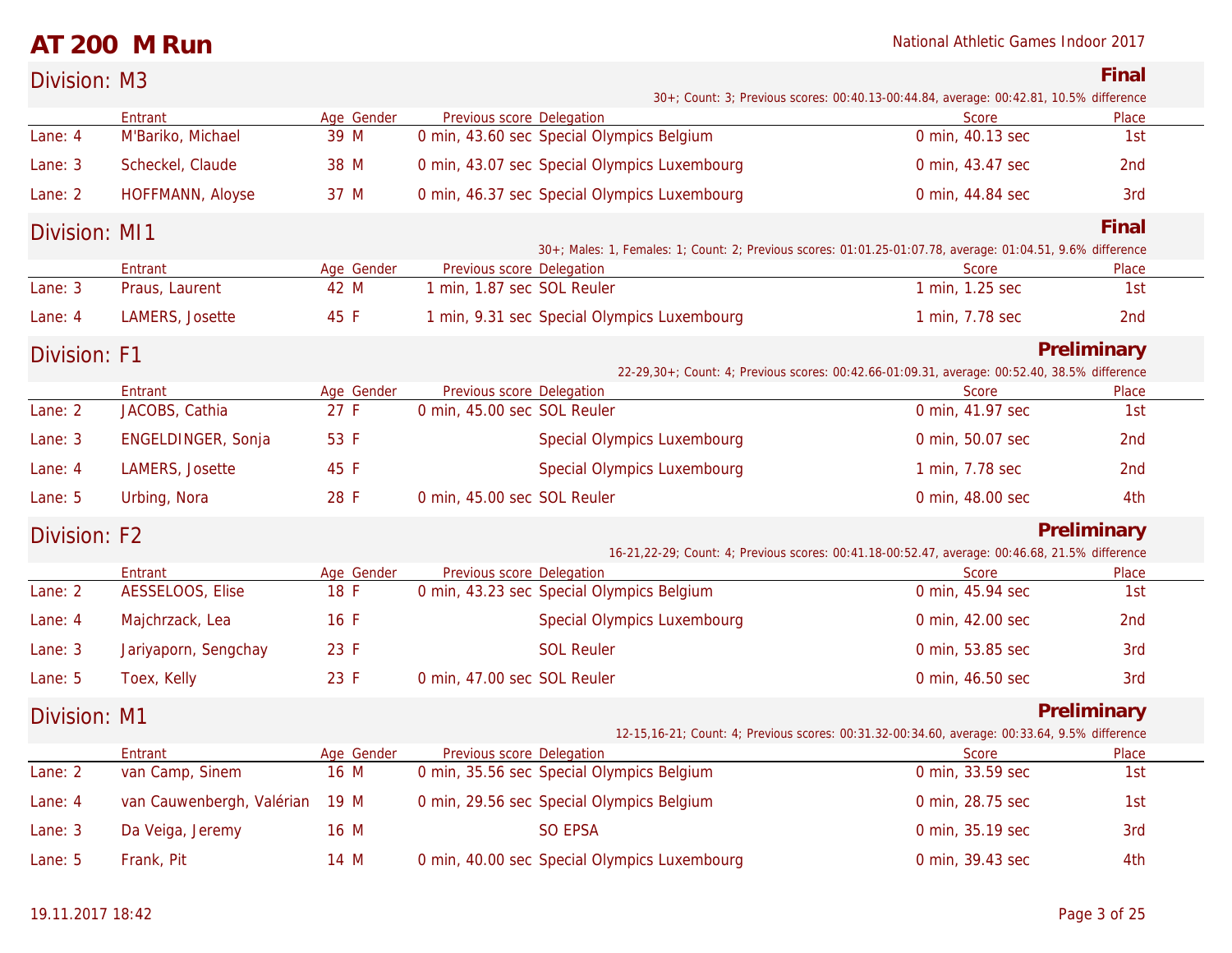# AT 200 M Run

National Athletic Games Indoor 2017

## Division: M3

**Final**

30+; Count: 3; Previous scores: 00:40.13-00:44.84, average: 00:42.81, 10.5% difference

| | Entrant | Age | Gender | Previous score | Delegation | Score | Place |
|---|---|---|---|---|---|---|---|
| Lane: 4 | M'Bariko, Michael | 39 | M | 0 min, 43.60 sec | Special Olympics Belgium | 0 min, 40.13 sec | 1st |
| Lane: 3 | Scheckel, Claude | 38 | M | 0 min, 43.07 sec | Special Olympics Luxembourg | 0 min, 43.47 sec | 2nd |
| Lane: 2 | HOFFMANN, Aloyse | 37 | M | 0 min, 46.37 sec | Special Olympics Luxembourg | 0 min, 44.84 sec | 3rd |

## Division: MI1

**Final**

30+; Males: 1, Females: 1; Count: 2; Previous scores: 01:01.25-01:07.78, average: 01:04.51, 9.6% difference

| | Entrant | Age | Gender | Previous score | Delegation | Score | Place |
|---|---|---|---|---|---|---|---|
| Lane: 3 | Praus, Laurent | 42 | M | 1 min, 1.87 sec | SOL Reuler | 1 min, 1.25 sec | 1st |
| Lane: 4 | LAMERS, Josette | 45 | F | 1 min, 9.31 sec | Special Olympics Luxembourg | 1 min, 7.78 sec | 2nd |

## Division: F1

**Preliminary**

22-29,30+; Count: 4; Previous scores: 00:42.66-01:09.31, average: 00:52.40, 38.5% difference

| | Entrant | Age | Gender | Previous score | Delegation | Score | Place |
|---|---|---|---|---|---|---|---|
| Lane: 2 | JACOBS, Cathia | 27 | F | 0 min, 45.00 sec | SOL Reuler | 0 min, 41.97 sec | 1st |
| Lane: 3 | ENGELDINGER, Sonja | 53 | F | | Special Olympics Luxembourg | 0 min, 50.07 sec | 2nd |
| Lane: 4 | LAMERS, Josette | 45 | F | | Special Olympics Luxembourg | 1 min, 7.78 sec | 2nd |
| Lane: 5 | Urbing, Nora | 28 | F | 0 min, 45.00 sec | SOL Reuler | 0 min, 48.00 sec | 4th |

## Division: F2

**Preliminary**

16-21,22-29; Count: 4; Previous scores: 00:41.18-00:52.47, average: 00:46.68, 21.5% difference

| | Entrant | Age | Gender | Previous score | Delegation | Score | Place |
|---|---|---|---|---|---|---|---|
| Lane: 2 | AESSELOOS, Elise | 18 | F | 0 min, 43.23 sec | Special Olympics Belgium | 0 min, 45.94 sec | 1st |
| Lane: 4 | Majchrzack, Lea | 16 | F | | Special Olympics Luxembourg | 0 min, 42.00 sec | 2nd |
| Lane: 3 | Jariyaporn, Sengchay | 23 | F | | SOL Reuler | 0 min, 53.85 sec | 3rd |
| Lane: 5 | Toex, Kelly | 23 | F | 0 min, 47.00 sec | SOL Reuler | 0 min, 46.50 sec | 3rd |

## Division: M1

**Preliminary**

12-15,16-21; Count: 4; Previous scores: 00:31.32-00:34.60, average: 00:33.64, 9.5% difference

| | Entrant | Age | Gender | Previous score | Delegation | Score | Place |
|---|---|---|---|---|---|---|---|
| Lane: 2 | van Camp, Sinem | 16 | M | 0 min, 35.56 sec | Special Olympics Belgium | 0 min, 33.59 sec | 1st |
| Lane: 4 | van Cauwenbergh, Valérian | 19 | M | 0 min, 29.56 sec | Special Olympics Belgium | 0 min, 28.75 sec | 1st |
| Lane: 3 | Da Veiga, Jeremy | 16 | M | | SO EPSA | 0 min, 35.19 sec | 3rd |
| Lane: 5 | Frank, Pit | 14 | M | 0 min, 40.00 sec | Special Olympics Luxembourg | 0 min, 39.43 sec | 4th |

19.11.2017 18:42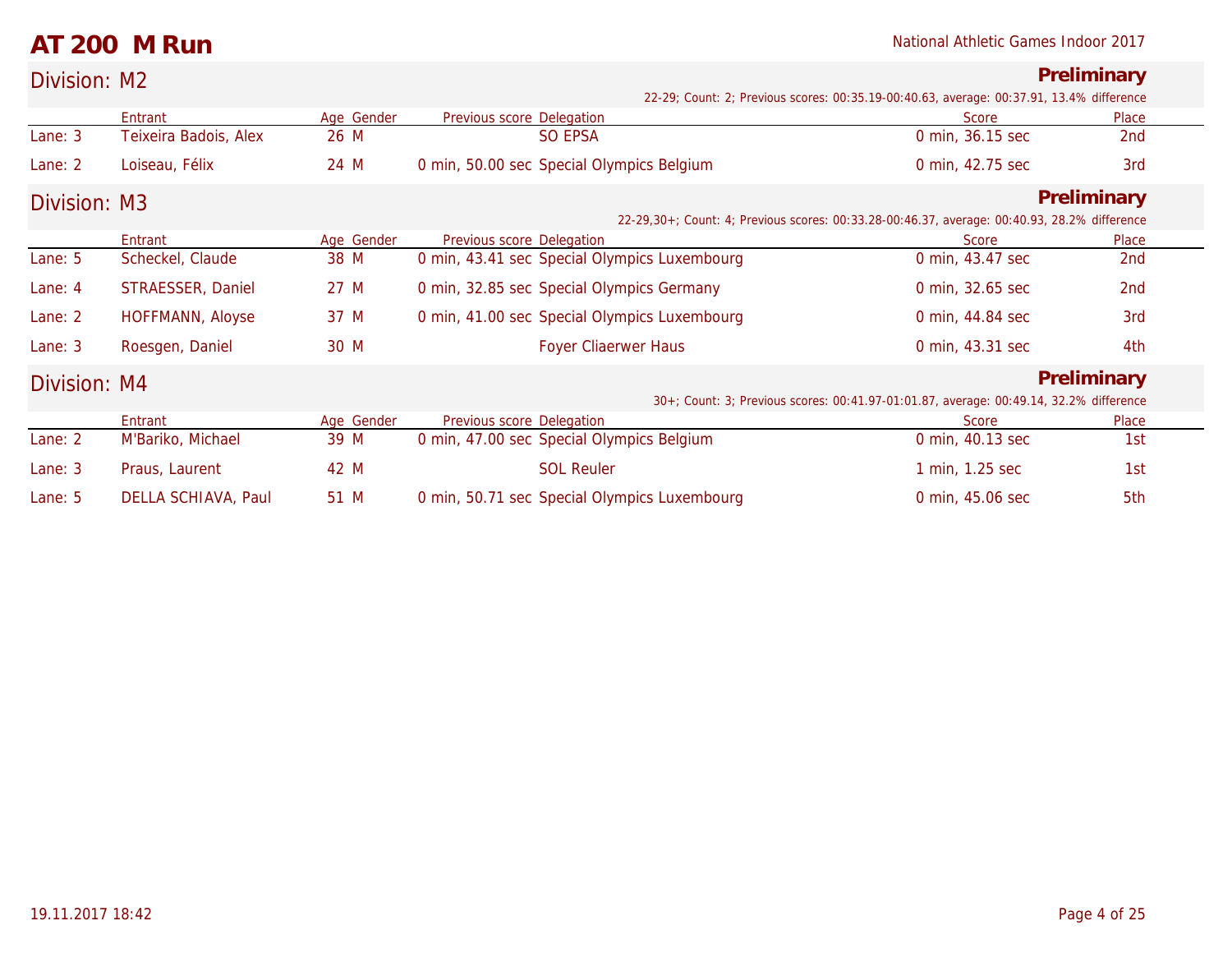# AT 200 M Run

National Athletic Games Indoor 2017

## Division: M2

**Preliminary**

22-29; Count: 2; Previous scores: 00:35.19-00:40.63, average: 00:37.91, 13.4% difference

| | Entrant | Age | Gender | Previous score | Delegation | Score | Place |
|---|---|---|---|---|---|---|---|
| Lane: 3 | Teixeira Badois, Alex | 26 | M | | SO EPSA | 0 min, 36.15 sec | 2nd |
| Lane: 2 | Loiseau, Félix | 24 | M | 0 min, 50.00 sec | Special Olympics Belgium | 0 min, 42.75 sec | 3rd |

## Division: M3

**Preliminary**

22-29,30+; Count: 4; Previous scores: 00:33.28-00:46.37, average: 00:40.93, 28.2% difference

| | Entrant | Age | Gender | Previous score | Delegation | Score | Place |
|---|---|---|---|---|---|---|---|
| Lane: 5 | Scheckel, Claude | 38 | M | 0 min, 43.41 sec | Special Olympics Luxembourg | 0 min, 43.47 sec | 2nd |
| Lane: 4 | STRAESSER, Daniel | 27 | M | 0 min, 32.85 sec | Special Olympics Germany | 0 min, 32.65 sec | 2nd |
| Lane: 2 | HOFFMANN, Aloyse | 37 | M | 0 min, 41.00 sec | Special Olympics Luxembourg | 0 min, 44.84 sec | 3rd |
| Lane: 3 | Roesgen, Daniel | 30 | M | | Foyer Cliaerwer Haus | 0 min, 43.31 sec | 4th |

## Division: M4

**Preliminary**

30+; Count: 3; Previous scores: 00:41.97-01:01.87, average: 00:49.14, 32.2% difference

| | Entrant | Age | Gender | Previous score | Delegation | Score | Place |
|---|---|---|---|---|---|---|---|
| Lane: 2 | M'Bariko, Michael | 39 | M | 0 min, 47.00 sec | Special Olympics Belgium | 0 min, 40.13 sec | 1st |
| Lane: 3 | Praus, Laurent | 42 | M | | SOL Reuler | 1 min, 1.25 sec | 1st |
| Lane: 5 | DELLA SCHIAVA, Paul | 51 | M | 0 min, 50.71 sec | Special Olympics Luxembourg | 0 min, 45.06 sec | 5th |

19.11.2017 18:42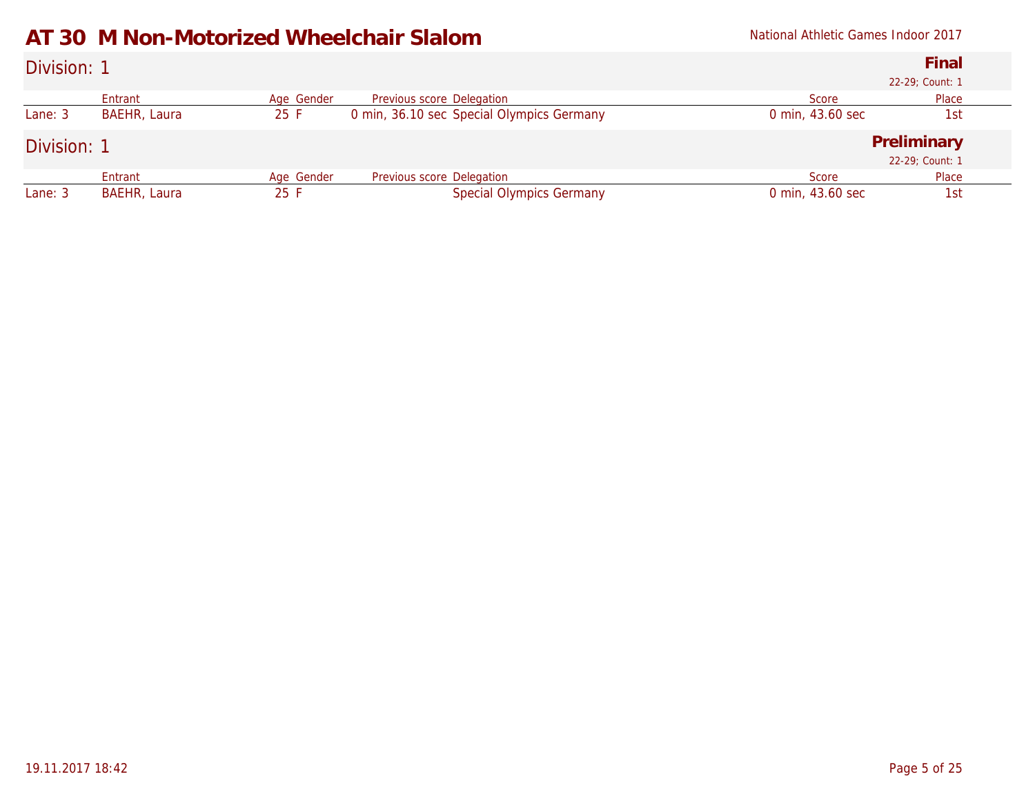# AT 30  M Non-Motorized Wheelchair Slalom

National Athletic Games Indoor 2017

## Division: 1

**Final**

22-29; Count: 1

| | Entrant | Age | Gender | Previous score | Delegation | Score | Place |
|---|---|---|---|---|---|---|---|
| Lane: 3 | BAEHR, Laura | 25 | F | 0 min, 36.10 sec | Special Olympics Germany | 0 min, 43.60 sec | 1st |

## Division: 1

**Preliminary**

22-29; Count: 1

| | Entrant | Age | Gender | Previous score | Delegation | Score | Place |
|---|---|---|---|---|---|---|---|
| Lane: 3 | BAEHR, Laura | 25 | F | | Special Olympics Germany | 0 min, 43.60 sec | 1st |

19.11.2017 18:42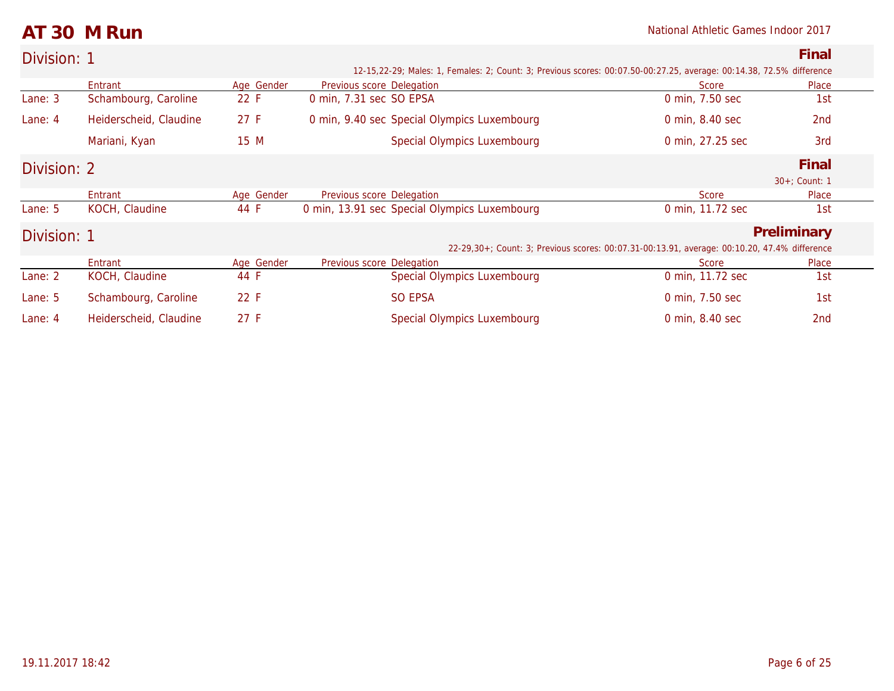# AT 30 M Run

National Athletic Games Indoor 2017

## Division: 1 — Final

12-15,22-29; Males: 1, Females: 2; Count: 3; Previous scores: 00:07.50-00:27.25, average: 00:14.38, 72.5% difference

| | Entrant | Age | Gender | Previous score | Delegation | Score | Place |
|---|---|---|---|---|---|---|---|
| Lane: 3 | Schambourg, Caroline | 22 | F | 0 min, 7.31 sec | SO EPSA | 0 min, 7.50 sec | 1st |
| Lane: 4 | Heiderscheid, Claudine | 27 | F | 0 min, 9.40 sec | Special Olympics Luxembourg | 0 min, 8.40 sec | 2nd |
| | Mariani, Kyan | 15 | M | | Special Olympics Luxembourg | 0 min, 27.25 sec | 3rd |

## Division: 2 — Final

30+; Count: 1

| | Entrant | Age | Gender | Previous score | Delegation | Score | Place |
|---|---|---|---|---|---|---|---|
| Lane: 5 | KOCH, Claudine | 44 | F | 0 min, 13.91 sec | Special Olympics Luxembourg | 0 min, 11.72 sec | 1st |

## Division: 1 — Preliminary

22-29,30+; Count: 3; Previous scores: 00:07.31-00:13.91, average: 00:10.20, 47.4% difference

| | Entrant | Age | Gender | Previous score | Delegation | Score | Place |
|---|---|---|---|---|---|---|---|
| Lane: 2 | KOCH, Claudine | 44 | F | | Special Olympics Luxembourg | 0 min, 11.72 sec | 1st |
| Lane: 5 | Schambourg, Caroline | 22 | F | | SO EPSA | 0 min, 7.50 sec | 1st |
| Lane: 4 | Heiderscheid, Claudine | 27 | F | | Special Olympics Luxembourg | 0 min, 8.40 sec | 2nd |

19.11.2017 18:42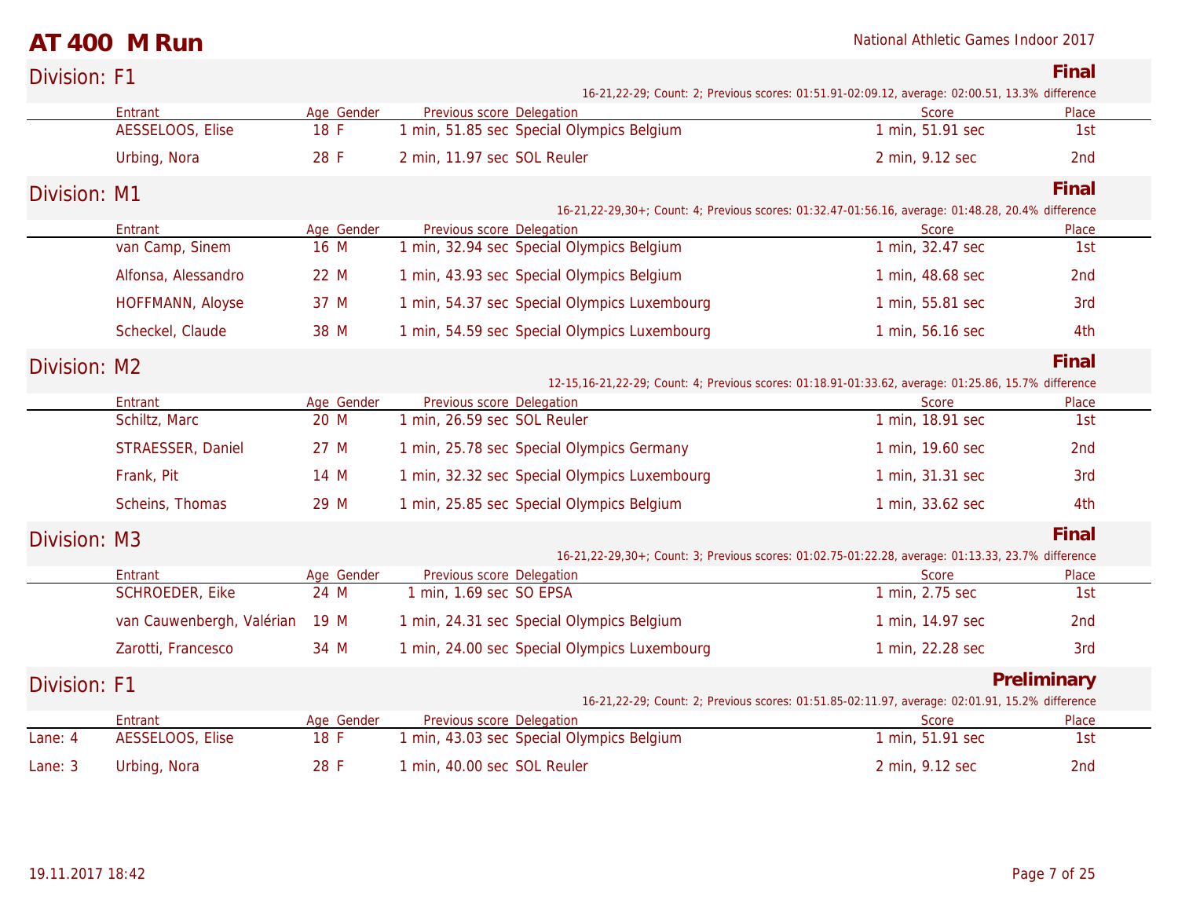# AT 400 M Run

National Athletic Games Indoor 2017

## Division: F1

**Final**

16-21,22-29; Count: 2; Previous scores: 01:51.91-02:09.12, average: 02:00.51, 13.3% difference

| Entrant | Age | Gender | Previous score | Delegation | Score | Place |
|---|---|---|---|---|---|---|
| AESSELOOS, Elise | 18 | F | 1 min, 51.85 sec | Special Olympics Belgium | 1 min, 51.91 sec | 1st |
| Urbing, Nora | 28 | F | 2 min, 11.97 sec | SOL Reuler | 2 min, 9.12 sec | 2nd |

## Division: M1

**Final**

16-21,22-29,30+; Count: 4; Previous scores: 01:32.47-01:56.16, average: 01:48.28, 20.4% difference

| Entrant | Age | Gender | Previous score | Delegation | Score | Place |
|---|---|---|---|---|---|---|
| van Camp, Sinem | 16 | M | 1 min, 32.94 sec | Special Olympics Belgium | 1 min, 32.47 sec | 1st |
| Alfonsa, Alessandro | 22 | M | 1 min, 43.93 sec | Special Olympics Belgium | 1 min, 48.68 sec | 2nd |
| HOFFMANN, Aloyse | 37 | M | 1 min, 54.37 sec | Special Olympics Luxembourg | 1 min, 55.81 sec | 3rd |
| Scheckel, Claude | 38 | M | 1 min, 54.59 sec | Special Olympics Luxembourg | 1 min, 56.16 sec | 4th |

## Division: M2

**Final**

12-15,16-21,22-29; Count: 4; Previous scores: 01:18.91-01:33.62, average: 01:25.86, 15.7% difference

| Entrant | Age | Gender | Previous score | Delegation | Score | Place |
|---|---|---|---|---|---|---|
| Schiltz, Marc | 20 | M | 1 min, 26.59 sec | SOL Reuler | 1 min, 18.91 sec | 1st |
| STRAESSER, Daniel | 27 | M | 1 min, 25.78 sec | Special Olympics Germany | 1 min, 19.60 sec | 2nd |
| Frank, Pit | 14 | M | 1 min, 32.32 sec | Special Olympics Luxembourg | 1 min, 31.31 sec | 3rd |
| Scheins, Thomas | 29 | M | 1 min, 25.85 sec | Special Olympics Belgium | 1 min, 33.62 sec | 4th |

## Division: M3

**Final**

16-21,22-29,30+; Count: 3; Previous scores: 01:02.75-01:22.28, average: 01:13.33, 23.7% difference

| Entrant | Age | Gender | Previous score | Delegation | Score | Place |
|---|---|---|---|---|---|---|
| SCHROEDER, Eike | 24 | M | 1 min, 1.69 sec | SO EPSA | 1 min, 2.75 sec | 1st |
| van Cauwenbergh, Valérian | 19 | M | 1 min, 24.31 sec | Special Olympics Belgium | 1 min, 14.97 sec | 2nd |
| Zarotti, Francesco | 34 | M | 1 min, 24.00 sec | Special Olympics Luxembourg | 1 min, 22.28 sec | 3rd |

## Division: F1

**Preliminary**

16-21,22-29; Count: 2; Previous scores: 01:51.85-02:11.97, average: 02:01.91, 15.2% difference

| Lane | Entrant | Age | Gender | Previous score | Delegation | Score | Place |
|---|---|---|---|---|---|---|---|
| Lane: 4 | AESSELOOS, Elise | 18 | F | 1 min, 43.03 sec | Special Olympics Belgium | 1 min, 51.91 sec | 1st |
| Lane: 3 | Urbing, Nora | 28 | F | 1 min, 40.00 sec | SOL Reuler | 2 min, 9.12 sec | 2nd |

19.11.2017 18:42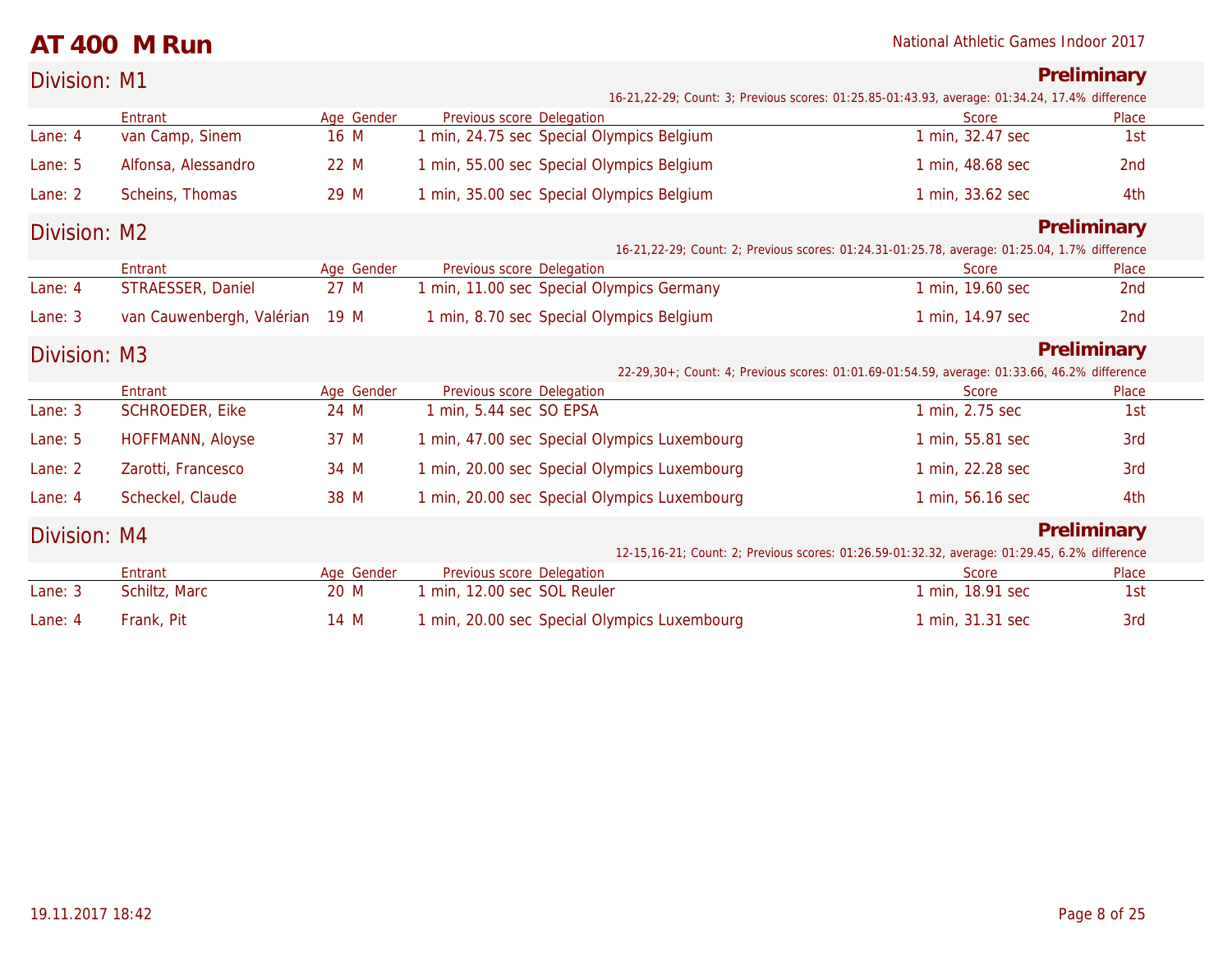# AT 400 M Run

National Athletic Games Indoor 2017

## Division: M1

**Preliminary**

16-21,22-29; Count: 3; Previous scores: 01:25.85-01:43.93, average: 01:34.24, 17.4% difference

| | Entrant | Age | Gender | Previous score | Delegation | Score | Place |
|---|---|---|---|---|---|---|---|
| Lane: 4 | van Camp, Sinem | 16 | M | 1 min, 24.75 sec | Special Olympics Belgium | 1 min, 32.47 sec | 1st |
| Lane: 5 | Alfonsa, Alessandro | 22 | M | 1 min, 55.00 sec | Special Olympics Belgium | 1 min, 48.68 sec | 2nd |
| Lane: 2 | Scheins, Thomas | 29 | M | 1 min, 35.00 sec | Special Olympics Belgium | 1 min, 33.62 sec | 4th |

## Division: M2

**Preliminary**

16-21,22-29; Count: 2; Previous scores: 01:24.31-01:25.78, average: 01:25.04, 1.7% difference

| | Entrant | Age | Gender | Previous score | Delegation | Score | Place |
|---|---|---|---|---|---|---|---|
| Lane: 4 | STRAESSER, Daniel | 27 | M | 1 min, 11.00 sec | Special Olympics Germany | 1 min, 19.60 sec | 2nd |
| Lane: 3 | van Cauwenbergh, Valérian | 19 | M | 1 min, 8.70 sec | Special Olympics Belgium | 1 min, 14.97 sec | 2nd |

## Division: M3

**Preliminary**

22-29,30+; Count: 4; Previous scores: 01:01.69-01:54.59, average: 01:33.66, 46.2% difference

| | Entrant | Age | Gender | Previous score | Delegation | Score | Place |
|---|---|---|---|---|---|---|---|
| Lane: 3 | SCHROEDER, Eike | 24 | M | 1 min, 5.44 sec | SO EPSA | 1 min, 2.75 sec | 1st |
| Lane: 5 | HOFFMANN, Aloyse | 37 | M | 1 min, 47.00 sec | Special Olympics Luxembourg | 1 min, 55.81 sec | 3rd |
| Lane: 2 | Zarotti, Francesco | 34 | M | 1 min, 20.00 sec | Special Olympics Luxembourg | 1 min, 22.28 sec | 3rd |
| Lane: 4 | Scheckel, Claude | 38 | M | 1 min, 20.00 sec | Special Olympics Luxembourg | 1 min, 56.16 sec | 4th |

## Division: M4

**Preliminary**

12-15,16-21; Count: 2; Previous scores: 01:26.59-01:32.32, average: 01:29.45, 6.2% difference

| | Entrant | Age | Gender | Previous score | Delegation | Score | Place |
|---|---|---|---|---|---|---|---|
| Lane: 3 | Schiltz, Marc | 20 | M | 1 min, 12.00 sec | SOL Reuler | 1 min, 18.91 sec | 1st |
| Lane: 4 | Frank, Pit | 14 | M | 1 min, 20.00 sec | Special Olympics Luxembourg | 1 min, 31.31 sec | 3rd |

19.11.2017 18:42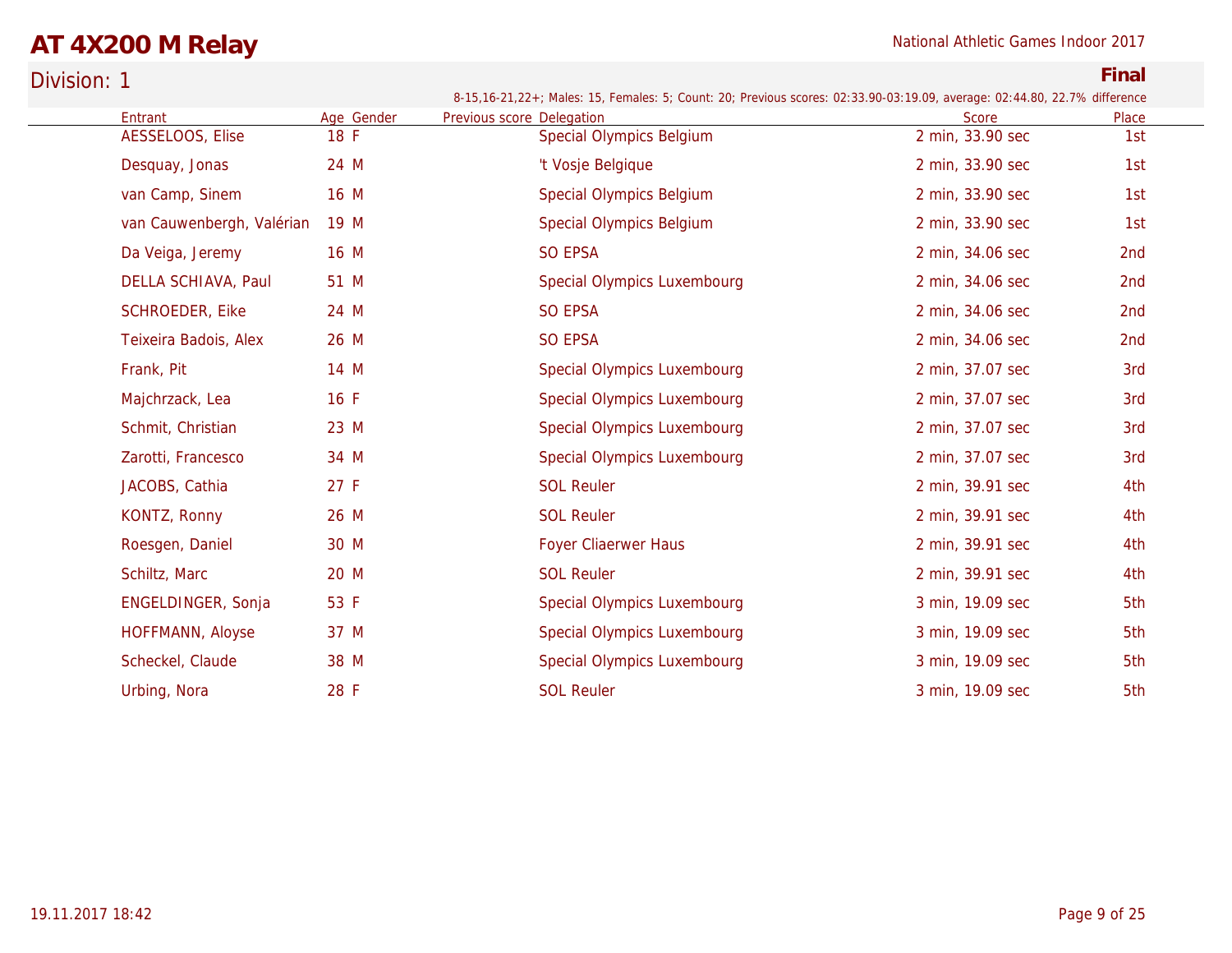# AT 4X200 M Relay

National Athletic Games Indoor 2017

## Division: 1

**Final**

8-15,16-21,22+; Males: 15, Females: 5; Count: 20; Previous scores: 02:33.90-03:19.09, average: 02:44.80, 22.7% difference

| Entrant | Age | Gender | Previous score | Delegation | Score | Place |
|---|---|---|---|---|---|---|
| AESSELOOS, Elise | 18 | F | | Special Olympics Belgium | 2 min, 33.90 sec | 1st |
| Desquay, Jonas | 24 | M | | 't Vosje Belgique | 2 min, 33.90 sec | 1st |
| van Camp, Sinem | 16 | M | | Special Olympics Belgium | 2 min, 33.90 sec | 1st |
| van Cauwenbergh, Valérian | 19 | M | | Special Olympics Belgium | 2 min, 33.90 sec | 1st |
| Da Veiga, Jeremy | 16 | M | | SO EPSA | 2 min, 34.06 sec | 2nd |
| DELLA SCHIAVA, Paul | 51 | M | | Special Olympics Luxembourg | 2 min, 34.06 sec | 2nd |
| SCHROEDER, Eike | 24 | M | | SO EPSA | 2 min, 34.06 sec | 2nd |
| Teixeira Badois, Alex | 26 | M | | SO EPSA | 2 min, 34.06 sec | 2nd |
| Frank, Pit | 14 | M | | Special Olympics Luxembourg | 2 min, 37.07 sec | 3rd |
| Majchrzack, Lea | 16 | F | | Special Olympics Luxembourg | 2 min, 37.07 sec | 3rd |
| Schmit, Christian | 23 | M | | Special Olympics Luxembourg | 2 min, 37.07 sec | 3rd |
| Zarotti, Francesco | 34 | M | | Special Olympics Luxembourg | 2 min, 37.07 sec | 3rd |
| JACOBS, Cathia | 27 | F | | SOL Reuler | 2 min, 39.91 sec | 4th |
| KONTZ, Ronny | 26 | M | | SOL Reuler | 2 min, 39.91 sec | 4th |
| Roesgen, Daniel | 30 | M | | Foyer Cliaerwer Haus | 2 min, 39.91 sec | 4th |
| Schiltz, Marc | 20 | M | | SOL Reuler | 2 min, 39.91 sec | 4th |
| ENGELDINGER, Sonja | 53 | F | | Special Olympics Luxembourg | 3 min, 19.09 sec | 5th |
| HOFFMANN, Aloyse | 37 | M | | Special Olympics Luxembourg | 3 min, 19.09 sec | 5th |
| Scheckel, Claude | 38 | M | | Special Olympics Luxembourg | 3 min, 19.09 sec | 5th |
| Urbing, Nora | 28 | F | | SOL Reuler | 3 min, 19.09 sec | 5th |

19.11.2017 18:42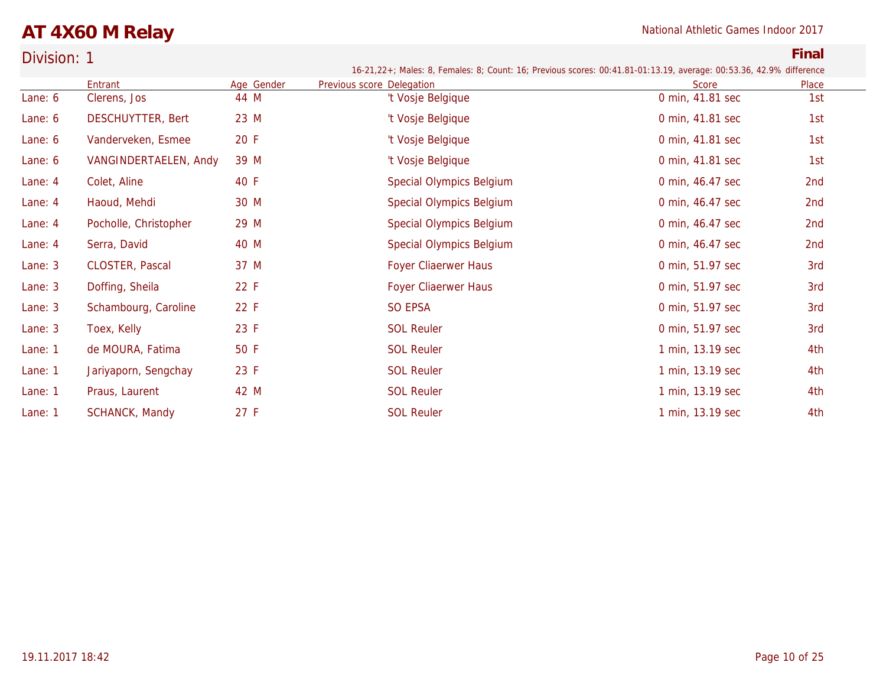# AT 4X60 M Relay

National Athletic Games Indoor 2017

## Division: 1

**Final**

16-21,22+; Males: 8, Females: 8; Count: 16; Previous scores: 00:41.81-01:13.19, average: 00:53.36, 42.9% difference

| | Entrant | Age | Gender | Previous score | Delegation | Score | Place |
|---|---|---|---|---|---|---|---|
| Lane: 6 | Clerens, Jos | 44 | M | | 't Vosje Belgique | 0 min, 41.81 sec | 1st |
| Lane: 6 | DESCHUYTTER, Bert | 23 | M | | 't Vosje Belgique | 0 min, 41.81 sec | 1st |
| Lane: 6 | Vanderveken, Esmee | 20 | F | | 't Vosje Belgique | 0 min, 41.81 sec | 1st |
| Lane: 6 | VANGINDERTAELEN, Andy | 39 | M | | 't Vosje Belgique | 0 min, 41.81 sec | 1st |
| Lane: 4 | Colet, Aline | 40 | F | | Special Olympics Belgium | 0 min, 46.47 sec | 2nd |
| Lane: 4 | Haoud, Mehdi | 30 | M | | Special Olympics Belgium | 0 min, 46.47 sec | 2nd |
| Lane: 4 | Pocholle, Christopher | 29 | M | | Special Olympics Belgium | 0 min, 46.47 sec | 2nd |
| Lane: 4 | Serra, David | 40 | M | | Special Olympics Belgium | 0 min, 46.47 sec | 2nd |
| Lane: 3 | CLOSTER, Pascal | 37 | M | | Foyer Cliaerwer Haus | 0 min, 51.97 sec | 3rd |
| Lane: 3 | Doffing, Sheila | 22 | F | | Foyer Cliaerwer Haus | 0 min, 51.97 sec | 3rd |
| Lane: 3 | Schambourg, Caroline | 22 | F | | SO EPSA | 0 min, 51.97 sec | 3rd |
| Lane: 3 | Toex, Kelly | 23 | F | | SOL Reuler | 0 min, 51.97 sec | 3rd |
| Lane: 1 | de MOURA, Fatima | 50 | F | | SOL Reuler | 1 min, 13.19 sec | 4th |
| Lane: 1 | Jariyaporn, Sengchay | 23 | F | | SOL Reuler | 1 min, 13.19 sec | 4th |
| Lane: 1 | Praus, Laurent | 42 | M | | SOL Reuler | 1 min, 13.19 sec | 4th |
| Lane: 1 | SCHANCK, Mandy | 27 | F | | SOL Reuler | 1 min, 13.19 sec | 4th |

19.11.2017 18:42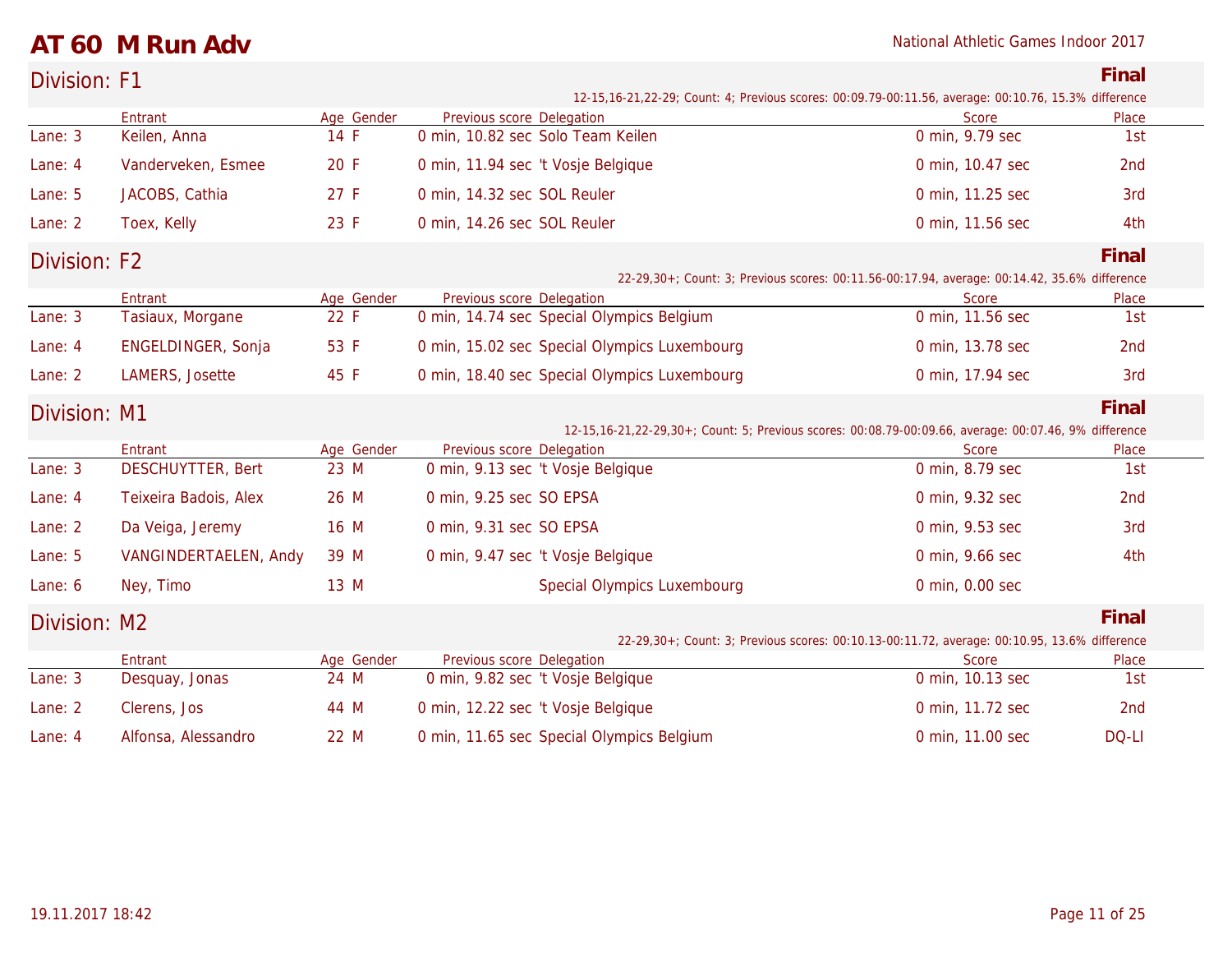# AT 60 M Run Adv

National Athletic Games Indoor 2017

## Division: F1

**Final**

12-15,16-21,22-29; Count: 4; Previous scores: 00:09.79-00:11.56, average: 00:10.76, 15.3% difference

| | Entrant | Age | Gender | Previous score | Delegation | Score | Place |
|---|---|---|---|---|---|---|---|
| Lane: 3 | Keilen, Anna | 14 | F | 0 min, 10.82 sec | Solo Team Keilen | 0 min, 9.79 sec | 1st |
| Lane: 4 | Vanderveken, Esmee | 20 | F | 0 min, 11.94 sec | 't Vosje Belgique | 0 min, 10.47 sec | 2nd |
| Lane: 5 | JACOBS, Cathia | 27 | F | 0 min, 14.32 sec | SOL Reuler | 0 min, 11.25 sec | 3rd |
| Lane: 2 | Toex, Kelly | 23 | F | 0 min, 14.26 sec | SOL Reuler | 0 min, 11.56 sec | 4th |

## Division: F2

**Final**

22-29,30+; Count: 3; Previous scores: 00:11.56-00:17.94, average: 00:14.42, 35.6% difference

| | Entrant | Age | Gender | Previous score | Delegation | Score | Place |
|---|---|---|---|---|---|---|---|
| Lane: 3 | Tasiaux, Morgane | 22 | F | 0 min, 14.74 sec | Special Olympics Belgium | 0 min, 11.56 sec | 1st |
| Lane: 4 | ENGELDINGER, Sonja | 53 | F | 0 min, 15.02 sec | Special Olympics Luxembourg | 0 min, 13.78 sec | 2nd |
| Lane: 2 | LAMERS, Josette | 45 | F | 0 min, 18.40 sec | Special Olympics Luxembourg | 0 min, 17.94 sec | 3rd |

## Division: M1

**Final**

12-15,16-21,22-29,30+; Count: 5; Previous scores: 00:08.79-00:09.66, average: 00:07.46, 9% difference

| | Entrant | Age | Gender | Previous score | Delegation | Score | Place |
|---|---|---|---|---|---|---|---|
| Lane: 3 | DESCHUYTTER, Bert | 23 | M | 0 min, 9.13 sec | 't Vosje Belgique | 0 min, 8.79 sec | 1st |
| Lane: 4 | Teixeira Badois, Alex | 26 | M | 0 min, 9.25 sec | SO EPSA | 0 min, 9.32 sec | 2nd |
| Lane: 2 | Da Veiga, Jeremy | 16 | M | 0 min, 9.31 sec | SO EPSA | 0 min, 9.53 sec | 3rd |
| Lane: 5 | VANGINDERTAELEN, Andy | 39 | M | 0 min, 9.47 sec | 't Vosje Belgique | 0 min, 9.66 sec | 4th |
| Lane: 6 | Ney, Timo | 13 | M | | Special Olympics Luxembourg | 0 min, 0.00 sec | |

## Division: M2

**Final**

22-29,30+; Count: 3; Previous scores: 00:10.13-00:11.72, average: 00:10.95, 13.6% difference

| | Entrant | Age | Gender | Previous score | Delegation | Score | Place |
|---|---|---|---|---|---|---|---|
| Lane: 3 | Desquay, Jonas | 24 | M | 0 min, 9.82 sec | 't Vosje Belgique | 0 min, 10.13 sec | 1st |
| Lane: 2 | Clerens, Jos | 44 | M | 0 min, 12.22 sec | 't Vosje Belgique | 0 min, 11.72 sec | 2nd |
| Lane: 4 | Alfonsa, Alessandro | 22 | M | 0 min, 11.65 sec | Special Olympics Belgium | 0 min, 11.00 sec | DQ-LI |

19.11.2017 18:42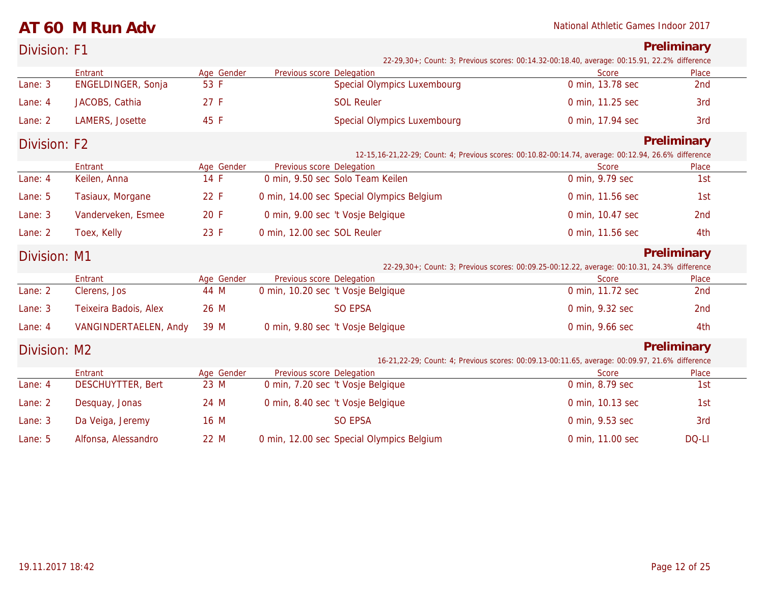# AT 60 M Run Adv

National Athletic Games Indoor 2017

## Division: F1

**Preliminary**

22-29,30+; Count: 3; Previous scores: 00:14.32-00:18.40, average: 00:15.91, 22.2% difference

| | Entrant | Age | Gender | Previous score | Delegation | Score | Place |
|---|---|---|---|---|---|---|---|
| Lane: 3 | ENGELDINGER, Sonja | 53 | F | | Special Olympics Luxembourg | 0 min, 13.78 sec | 2nd |
| Lane: 4 | JACOBS, Cathia | 27 | F | | SOL Reuler | 0 min, 11.25 sec | 3rd |
| Lane: 2 | LAMERS, Josette | 45 | F | | Special Olympics Luxembourg | 0 min, 17.94 sec | 3rd |

## Division: F2

**Preliminary**

12-15,16-21,22-29; Count: 4; Previous scores: 00:10.82-00:14.74, average: 00:12.94, 26.6% difference

| | Entrant | Age | Gender | Previous score | Delegation | Score | Place |
|---|---|---|---|---|---|---|---|
| Lane: 4 | Keilen, Anna | 14 | F | 0 min, 9.50 sec | Solo Team Keilen | 0 min, 9.79 sec | 1st |
| Lane: 5 | Tasiaux, Morgane | 22 | F | 0 min, 14.00 sec | Special Olympics Belgium | 0 min, 11.56 sec | 1st |
| Lane: 3 | Vanderveken, Esmee | 20 | F | 0 min, 9.00 sec | 't Vosje Belgique | 0 min, 10.47 sec | 2nd |
| Lane: 2 | Toex, Kelly | 23 | F | 0 min, 12.00 sec | SOL Reuler | 0 min, 11.56 sec | 4th |

## Division: M1

**Preliminary**

22-29,30+; Count: 3; Previous scores: 00:09.25-00:12.22, average: 00:10.31, 24.3% difference

| | Entrant | Age | Gender | Previous score | Delegation | Score | Place |
|---|---|---|---|---|---|---|---|
| Lane: 2 | Clerens, Jos | 44 | M | 0 min, 10.20 sec | 't Vosje Belgique | 0 min, 11.72 sec | 2nd |
| Lane: 3 | Teixeira Badois, Alex | 26 | M | | SO EPSA | 0 min, 9.32 sec | 2nd |
| Lane: 4 | VANGINDERTAELEN, Andy | 39 | M | 0 min, 9.80 sec | 't Vosje Belgique | 0 min, 9.66 sec | 4th |

## Division: M2

**Preliminary**

16-21,22-29; Count: 4; Previous scores: 00:09.13-00:11.65, average: 00:09.97, 21.6% difference

| | Entrant | Age | Gender | Previous score | Delegation | Score | Place |
|---|---|---|---|---|---|---|---|
| Lane: 4 | DESCHUYTTER, Bert | 23 | M | 0 min, 7.20 sec | 't Vosje Belgique | 0 min, 8.79 sec | 1st |
| Lane: 2 | Desquay, Jonas | 24 | M | 0 min, 8.40 sec | 't Vosje Belgique | 0 min, 10.13 sec | 1st |
| Lane: 3 | Da Veiga, Jeremy | 16 | M | | SO EPSA | 0 min, 9.53 sec | 3rd |
| Lane: 5 | Alfonsa, Alessandro | 22 | M | 0 min, 12.00 sec | Special Olympics Belgium | 0 min, 11.00 sec | DQ-LI |

19.11.2017 18:42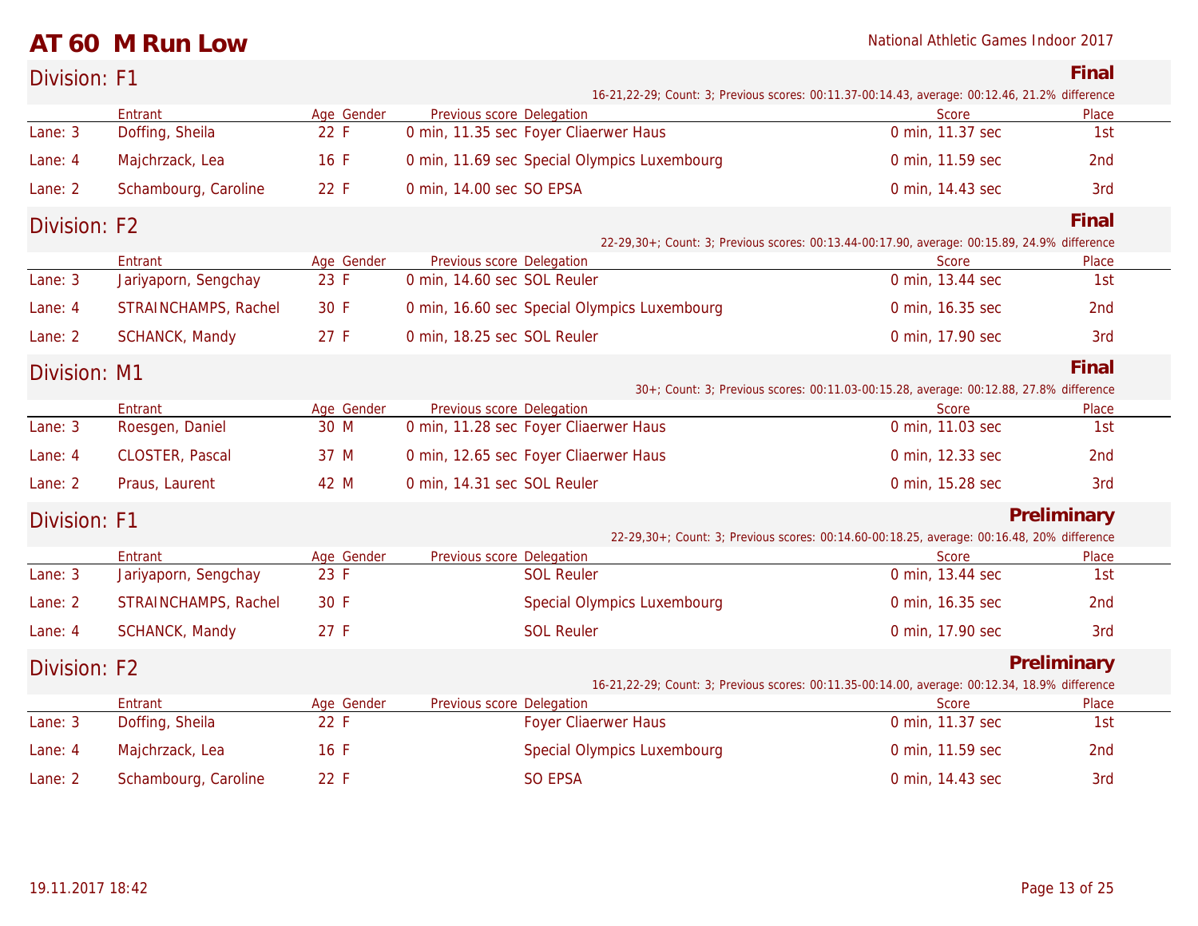# AT 60 M Run Low

National Athletic Games Indoor 2017

## Division: F1

**Final**

16-21,22-29; Count: 3; Previous scores: 00:11.37-00:14.43, average: 00:12.46, 21.2% difference

| | Entrant | Age | Gender | Previous score | Delegation | Score | Place |
|---|---|---|---|---|---|---|---|
| Lane: 3 | Doffing, Sheila | 22 | F | 0 min, 11.35 sec | Foyer Cliaerwer Haus | 0 min, 11.37 sec | 1st |
| Lane: 4 | Majchrzack, Lea | 16 | F | 0 min, 11.69 sec | Special Olympics Luxembourg | 0 min, 11.59 sec | 2nd |
| Lane: 2 | Schambourg, Caroline | 22 | F | 0 min, 14.00 sec | SO EPSA | 0 min, 14.43 sec | 3rd |

## Division: F2

**Final**

22-29,30+; Count: 3; Previous scores: 00:13.44-00:17.90, average: 00:15.89, 24.9% difference

| | Entrant | Age | Gender | Previous score | Delegation | Score | Place |
|---|---|---|---|---|---|---|---|
| Lane: 3 | Jariyaporn, Sengchay | 23 | F | 0 min, 14.60 sec | SOL Reuler | 0 min, 13.44 sec | 1st |
| Lane: 4 | STRAINCHAMPS, Rachel | 30 | F | 0 min, 16.60 sec | Special Olympics Luxembourg | 0 min, 16.35 sec | 2nd |
| Lane: 2 | SCHANCK, Mandy | 27 | F | 0 min, 18.25 sec | SOL Reuler | 0 min, 17.90 sec | 3rd |

## Division: M1

**Final**

30+; Count: 3; Previous scores: 00:11.03-00:15.28, average: 00:12.88, 27.8% difference

| | Entrant | Age | Gender | Previous score | Delegation | Score | Place |
|---|---|---|---|---|---|---|---|
| Lane: 3 | Roesgen, Daniel | 30 | M | 0 min, 11.28 sec | Foyer Cliaerwer Haus | 0 min, 11.03 sec | 1st |
| Lane: 4 | CLOSTER, Pascal | 37 | M | 0 min, 12.65 sec | Foyer Cliaerwer Haus | 0 min, 12.33 sec | 2nd |
| Lane: 2 | Praus, Laurent | 42 | M | 0 min, 14.31 sec | SOL Reuler | 0 min, 15.28 sec | 3rd |

## Division: F1

**Preliminary**

22-29,30+; Count: 3; Previous scores: 00:14.60-00:18.25, average: 00:16.48, 20% difference

| | Entrant | Age | Gender | Previous score | Delegation | Score | Place |
|---|---|---|---|---|---|---|---|
| Lane: 3 | Jariyaporn, Sengchay | 23 | F | | SOL Reuler | 0 min, 13.44 sec | 1st |
| Lane: 2 | STRAINCHAMPS, Rachel | 30 | F | | Special Olympics Luxembourg | 0 min, 16.35 sec | 2nd |
| Lane: 4 | SCHANCK, Mandy | 27 | F | | SOL Reuler | 0 min, 17.90 sec | 3rd |

## Division: F2

**Preliminary**

16-21,22-29; Count: 3; Previous scores: 00:11.35-00:14.00, average: 00:12.34, 18.9% difference

| | Entrant | Age | Gender | Previous score | Delegation | Score | Place |
|---|---|---|---|---|---|---|---|
| Lane: 3 | Doffing, Sheila | 22 | F | | Foyer Cliaerwer Haus | 0 min, 11.37 sec | 1st |
| Lane: 4 | Majchrzack, Lea | 16 | F | | Special Olympics Luxembourg | 0 min, 11.59 sec | 2nd |
| Lane: 2 | Schambourg, Caroline | 22 | F | | SO EPSA | 0 min, 14.43 sec | 3rd |

19.11.2017 18:42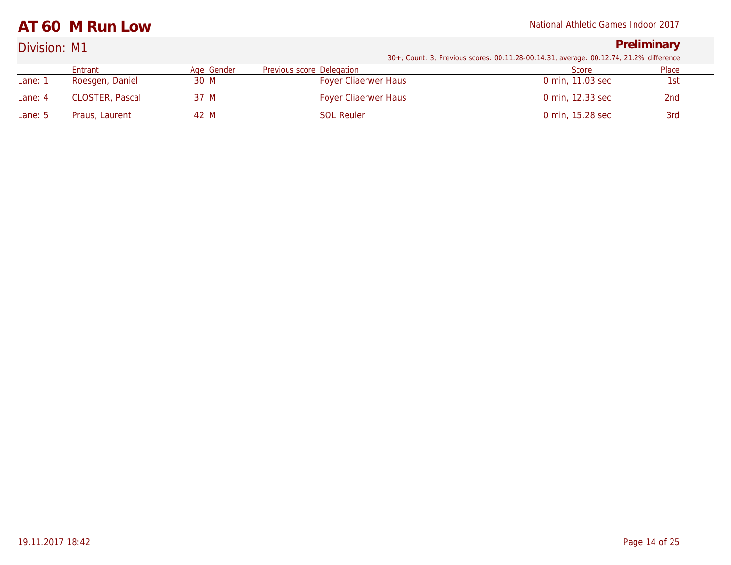# AT 60 M Run Low

National Athletic Games Indoor 2017

## Division: M1

**Preliminary**

30+; Count: 3; Previous scores: 00:11.28-00:14.31, average: 00:12.74, 21.2% difference

| | Entrant | Age | Gender | Previous score | Delegation | Score | Place |
|---|---|---|---|---|---|---|---|
| Lane: 1 | Roesgen, Daniel | 30 | M | | Foyer Cliaerwer Haus | 0 min, 11.03 sec | 1st |
| Lane: 4 | CLOSTER, Pascal | 37 | M | | Foyer Cliaerwer Haus | 0 min, 12.33 sec | 2nd |
| Lane: 5 | Praus, Laurent | 42 | M | | SOL Reuler | 0 min, 15.28 sec | 3rd |

19.11.2017 18:42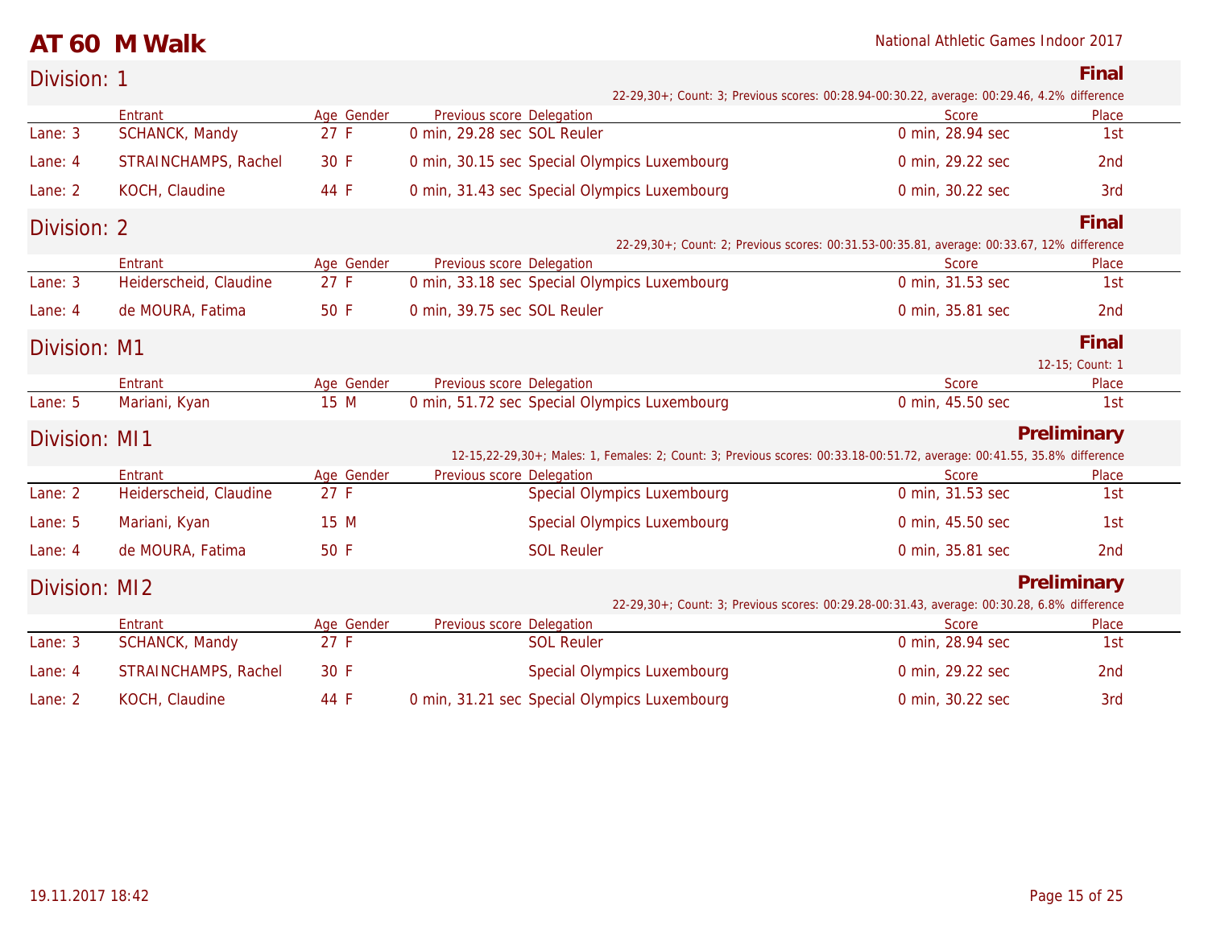# AT 60 M Walk

National Athletic Games Indoor 2017

## Division: 1

**Final**

22-29,30+; Count: 3; Previous scores: 00:28.94-00:30.22, average: 00:29.46, 4.2% difference

| | Entrant | Age | Gender | Previous score | Delegation | Score | Place |
|---|---|---|---|---|---|---|---|
| Lane: 3 | SCHANCK, Mandy | 27 | F | 0 min, 29.28 sec | SOL Reuler | 0 min, 28.94 sec | 1st |
| Lane: 4 | STRAINCHAMPS, Rachel | 30 | F | 0 min, 30.15 sec | Special Olympics Luxembourg | 0 min, 29.22 sec | 2nd |
| Lane: 2 | KOCH, Claudine | 44 | F | 0 min, 31.43 sec | Special Olympics Luxembourg | 0 min, 30.22 sec | 3rd |

## Division: 2

**Final**

22-29,30+; Count: 2; Previous scores: 00:31.53-00:35.81, average: 00:33.67, 12% difference

| | Entrant | Age | Gender | Previous score | Delegation | Score | Place |
|---|---|---|---|---|---|---|---|
| Lane: 3 | Heiderscheid, Claudine | 27 | F | 0 min, 33.18 sec | Special Olympics Luxembourg | 0 min, 31.53 sec | 1st |
| Lane: 4 | de MOURA, Fatima | 50 | F | 0 min, 39.75 sec | SOL Reuler | 0 min, 35.81 sec | 2nd |

## Division: M1

**Final**

12-15; Count: 1

| | Entrant | Age | Gender | Previous score | Delegation | Score | Place |
|---|---|---|---|---|---|---|---|
| Lane: 5 | Mariani, Kyan | 15 | M | 0 min, 51.72 sec | Special Olympics Luxembourg | 0 min, 45.50 sec | 1st |

## Division: MI1

**Preliminary**

12-15,22-29,30+; Males: 1, Females: 2; Count: 3; Previous scores: 00:33.18-00:51.72, average: 00:41.55, 35.8% difference

| | Entrant | Age | Gender | Previous score | Delegation | Score | Place |
|---|---|---|---|---|---|---|---|
| Lane: 2 | Heiderscheid, Claudine | 27 | F | | Special Olympics Luxembourg | 0 min, 31.53 sec | 1st |
| Lane: 5 | Mariani, Kyan | 15 | M | | Special Olympics Luxembourg | 0 min, 45.50 sec | 1st |
| Lane: 4 | de MOURA, Fatima | 50 | F | | SOL Reuler | 0 min, 35.81 sec | 2nd |

## Division: MI2

**Preliminary**

22-29,30+; Count: 3; Previous scores: 00:29.28-00:31.43, average: 00:30.28, 6.8% difference

| | Entrant | Age | Gender | Previous score | Delegation | Score | Place |
|---|---|---|---|---|---|---|---|
| Lane: 3 | SCHANCK, Mandy | 27 | F | | SOL Reuler | 0 min, 28.94 sec | 1st |
| Lane: 4 | STRAINCHAMPS, Rachel | 30 | F | | Special Olympics Luxembourg | 0 min, 29.22 sec | 2nd |
| Lane: 2 | KOCH, Claudine | 44 | F | 0 min, 31.21 sec | Special Olympics Luxembourg | 0 min, 30.22 sec | 3rd |

19.11.2017 18:42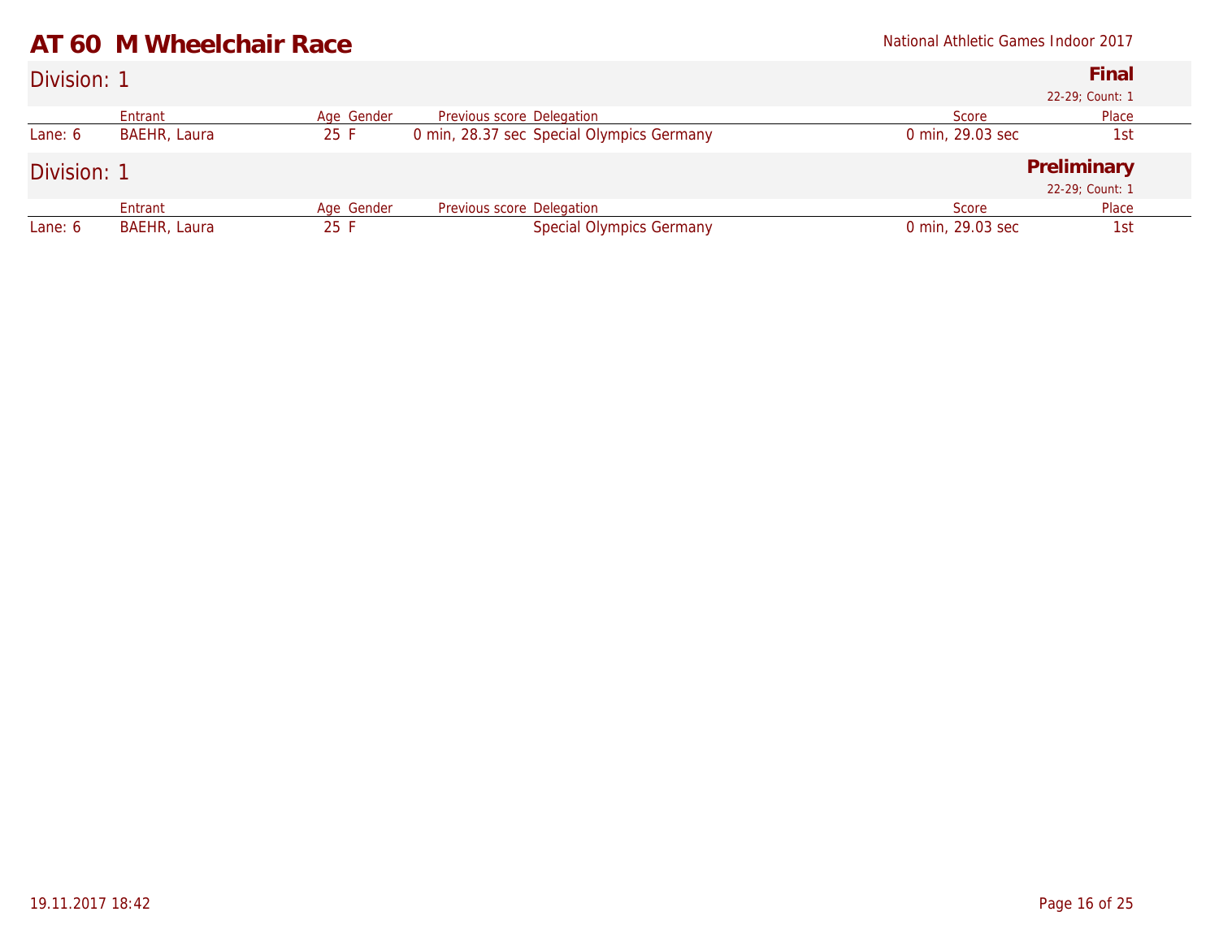# AT 60 M Wheelchair Race

National Athletic Games Indoor 2017

## Division: 1

**Final**

22-29; Count: 1

| | Entrant | Age | Gender | Previous score | Delegation | Score | Place |
|---|---|---|---|---|---|---|---|
| Lane: 6 | BAEHR, Laura | 25 | F | 0 min, 28.37 sec | Special Olympics Germany | 0 min, 29.03 sec | 1st |

## Division: 1

**Preliminary**

22-29; Count: 1

| | Entrant | Age | Gender | Previous score | Delegation | Score | Place |
|---|---|---|---|---|---|---|---|
| Lane: 6 | BAEHR, Laura | 25 | F | | Special Olympics Germany | 0 min, 29.03 sec | 1st |

19.11.2017 18:42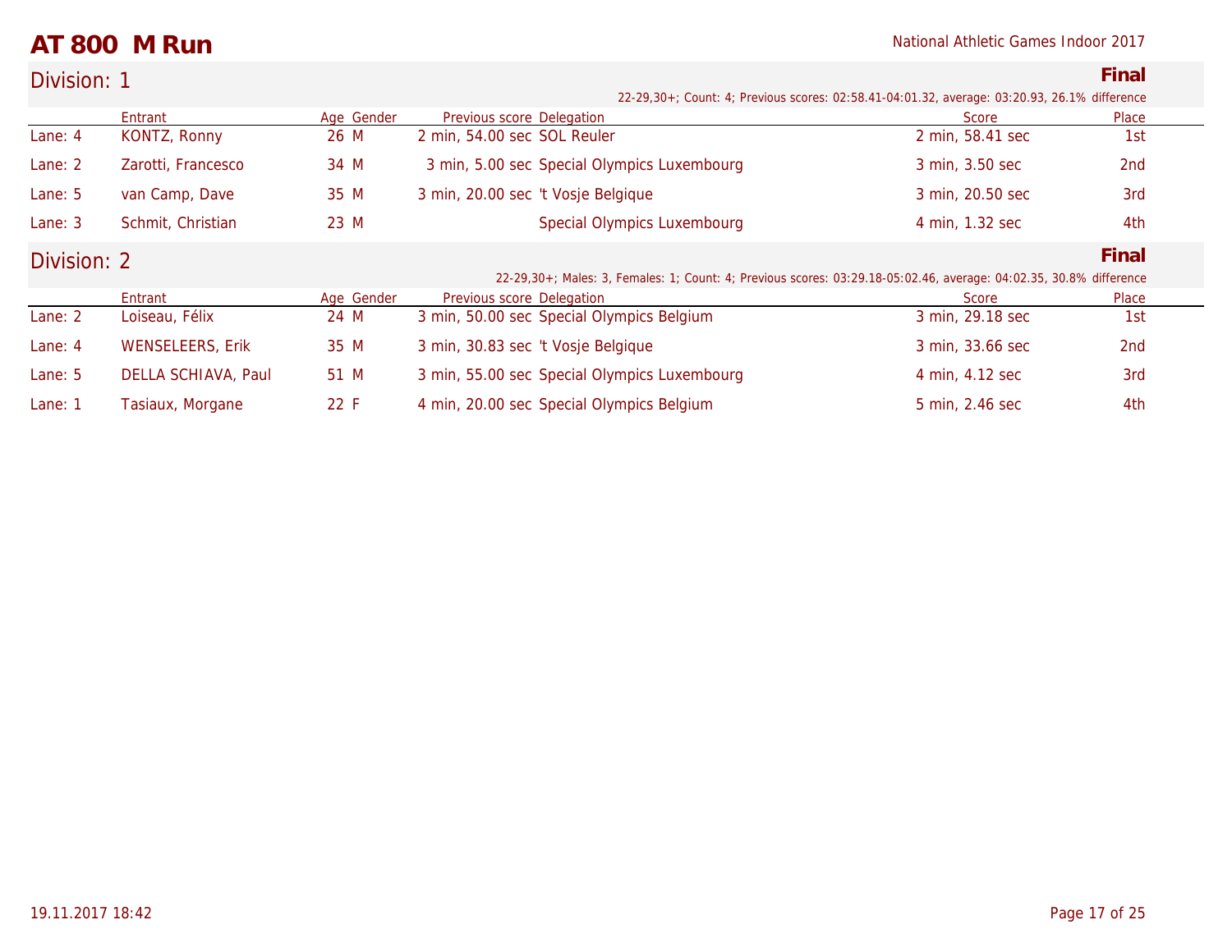# AT 800 M Run

National Athletic Games Indoor 2017

## Division: 1

**Final**

22-29,30+; Count: 4; Previous scores: 02:58.41-04:01.32, average: 03:20.93, 26.1% difference

| | Entrant | Age | Gender | Previous score | Delegation | Score | Place |
|---|---|---|---|---|---|---|---|
| Lane: 4 | KONTZ, Ronny | 26 | M | 2 min, 54.00 sec | SOL Reuler | 2 min, 58.41 sec | 1st |
| Lane: 2 | Zarotti, Francesco | 34 | M | 3 min, 5.00 sec | Special Olympics Luxembourg | 3 min, 3.50 sec | 2nd |
| Lane: 5 | van Camp, Dave | 35 | M | 3 min, 20.00 sec | 't Vosje Belgique | 3 min, 20.50 sec | 3rd |
| Lane: 3 | Schmit, Christian | 23 | M | | Special Olympics Luxembourg | 4 min, 1.32 sec | 4th |

## Division: 2

**Final**

22-29,30+; Males: 3, Females: 1; Count: 4; Previous scores: 03:29.18-05:02.46, average: 04:02.35, 30.8% difference

| | Entrant | Age | Gender | Previous score | Delegation | Score | Place |
|---|---|---|---|---|---|---|---|
| Lane: 2 | Loiseau, Félix | 24 | M | 3 min, 50.00 sec | Special Olympics Belgium | 3 min, 29.18 sec | 1st |
| Lane: 4 | WENSELEERS, Erik | 35 | M | 3 min, 30.83 sec | 't Vosje Belgique | 3 min, 33.66 sec | 2nd |
| Lane: 5 | DELLA SCHIAVA, Paul | 51 | M | 3 min, 55.00 sec | Special Olympics Luxembourg | 4 min, 4.12 sec | 3rd |
| Lane: 1 | Tasiaux, Morgane | 22 | F | 4 min, 20.00 sec | Special Olympics Belgium | 5 min, 2.46 sec | 4th |

19.11.2017 18:42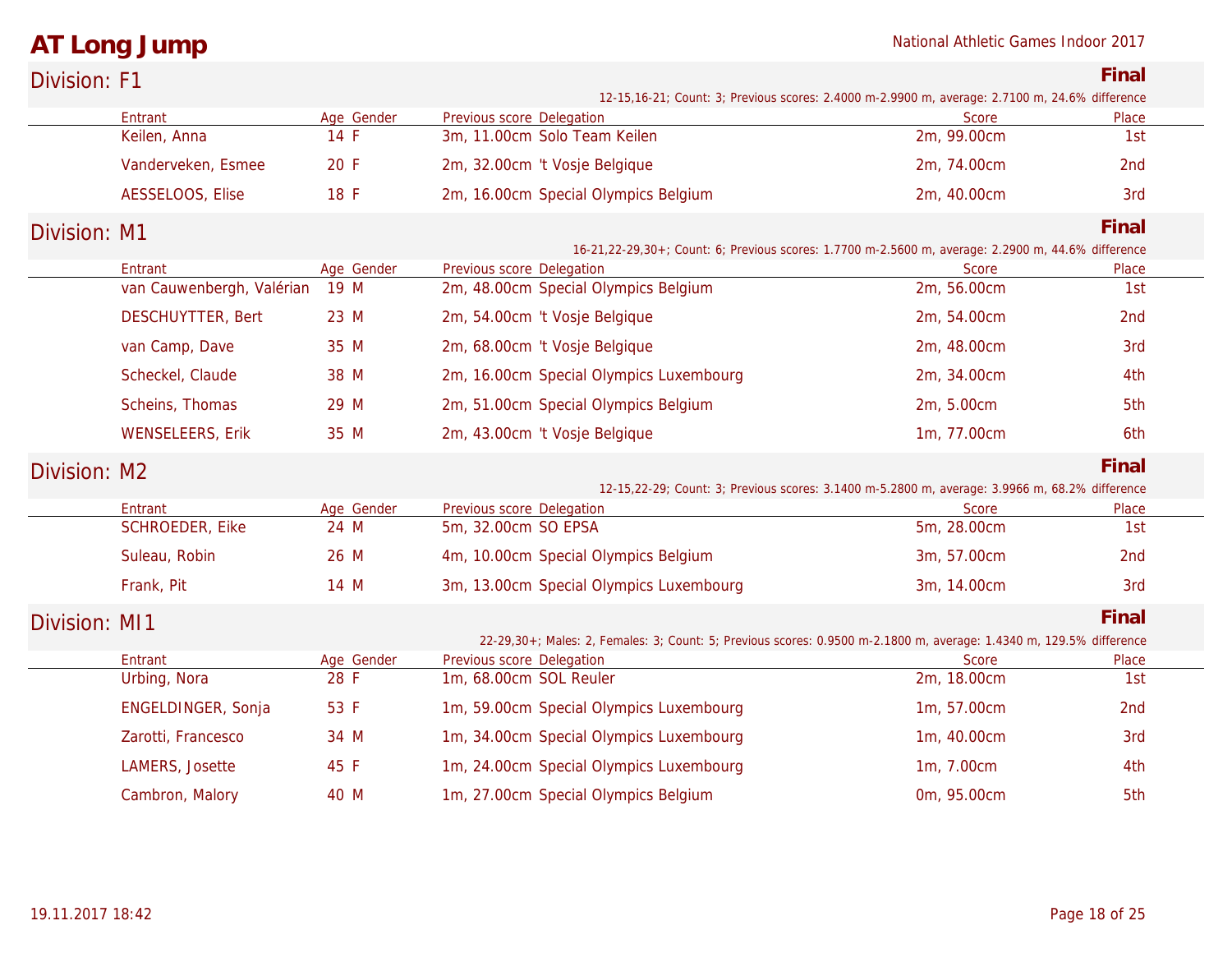# AT Long Jump

National Athletic Games Indoor 2017

## Division: F1

**Final**

12-15,16-21; Count: 3; Previous scores: 2.4000 m-2.9900 m, average: 2.7100 m, 24.6% difference

| Entrant | Age | Gender | Previous score | Delegation | Score | Place |
|---|---|---|---|---|---|---|
| Keilen, Anna | 14 | F | 3m, 11.00cm | Solo Team Keilen | 2m, 99.00cm | 1st |
| Vanderveken, Esmee | 20 | F | 2m, 32.00cm | 't Vosje Belgique | 2m, 74.00cm | 2nd |
| AESSELOOS, Elise | 18 | F | 2m, 16.00cm | Special Olympics Belgium | 2m, 40.00cm | 3rd |

## Division: M1

**Final**

16-21,22-29,30+; Count: 6; Previous scores: 1.7700 m-2.5600 m, average: 2.2900 m, 44.6% difference

| Entrant | Age | Gender | Previous score | Delegation | Score | Place |
|---|---|---|---|---|---|---|
| van Cauwenbergh, Valérian | 19 | M | 2m, 48.00cm | Special Olympics Belgium | 2m, 56.00cm | 1st |
| DESCHUYTTER, Bert | 23 | M | 2m, 54.00cm | 't Vosje Belgique | 2m, 54.00cm | 2nd |
| van Camp, Dave | 35 | M | 2m, 68.00cm | 't Vosje Belgique | 2m, 48.00cm | 3rd |
| Scheckel, Claude | 38 | M | 2m, 16.00cm | Special Olympics Luxembourg | 2m, 34.00cm | 4th |
| Scheins, Thomas | 29 | M | 2m, 51.00cm | Special Olympics Belgium | 2m, 5.00cm | 5th |
| WENSELEERS, Erik | 35 | M | 2m, 43.00cm | 't Vosje Belgique | 1m, 77.00cm | 6th |

## Division: M2

**Final**

12-15,22-29; Count: 3; Previous scores: 3.1400 m-5.2800 m, average: 3.9966 m, 68.2% difference

| Entrant | Age | Gender | Previous score | Delegation | Score | Place |
|---|---|---|---|---|---|---|
| SCHROEDER, Eike | 24 | M | 5m, 32.00cm | SO EPSA | 5m, 28.00cm | 1st |
| Suleau, Robin | 26 | M | 4m, 10.00cm | Special Olympics Belgium | 3m, 57.00cm | 2nd |
| Frank, Pit | 14 | M | 3m, 13.00cm | Special Olympics Luxembourg | 3m, 14.00cm | 3rd |

## Division: MI1

**Final**

22-29,30+; Males: 2, Females: 3; Count: 5; Previous scores: 0.9500 m-2.1800 m, average: 1.4340 m, 129.5% difference

| Entrant | Age | Gender | Previous score | Delegation | Score | Place |
|---|---|---|---|---|---|---|
| Urbing, Nora | 28 | F | 1m, 68.00cm | SOL Reuler | 2m, 18.00cm | 1st |
| ENGELDINGER, Sonja | 53 | F | 1m, 59.00cm | Special Olympics Luxembourg | 1m, 57.00cm | 2nd |
| Zarotti, Francesco | 34 | M | 1m, 34.00cm | Special Olympics Luxembourg | 1m, 40.00cm | 3rd |
| LAMERS, Josette | 45 | F | 1m, 24.00cm | Special Olympics Luxembourg | 1m, 7.00cm | 4th |
| Cambron, Malory | 40 | M | 1m, 27.00cm | Special Olympics Belgium | 0m, 95.00cm | 5th |

19.11.2017 18:42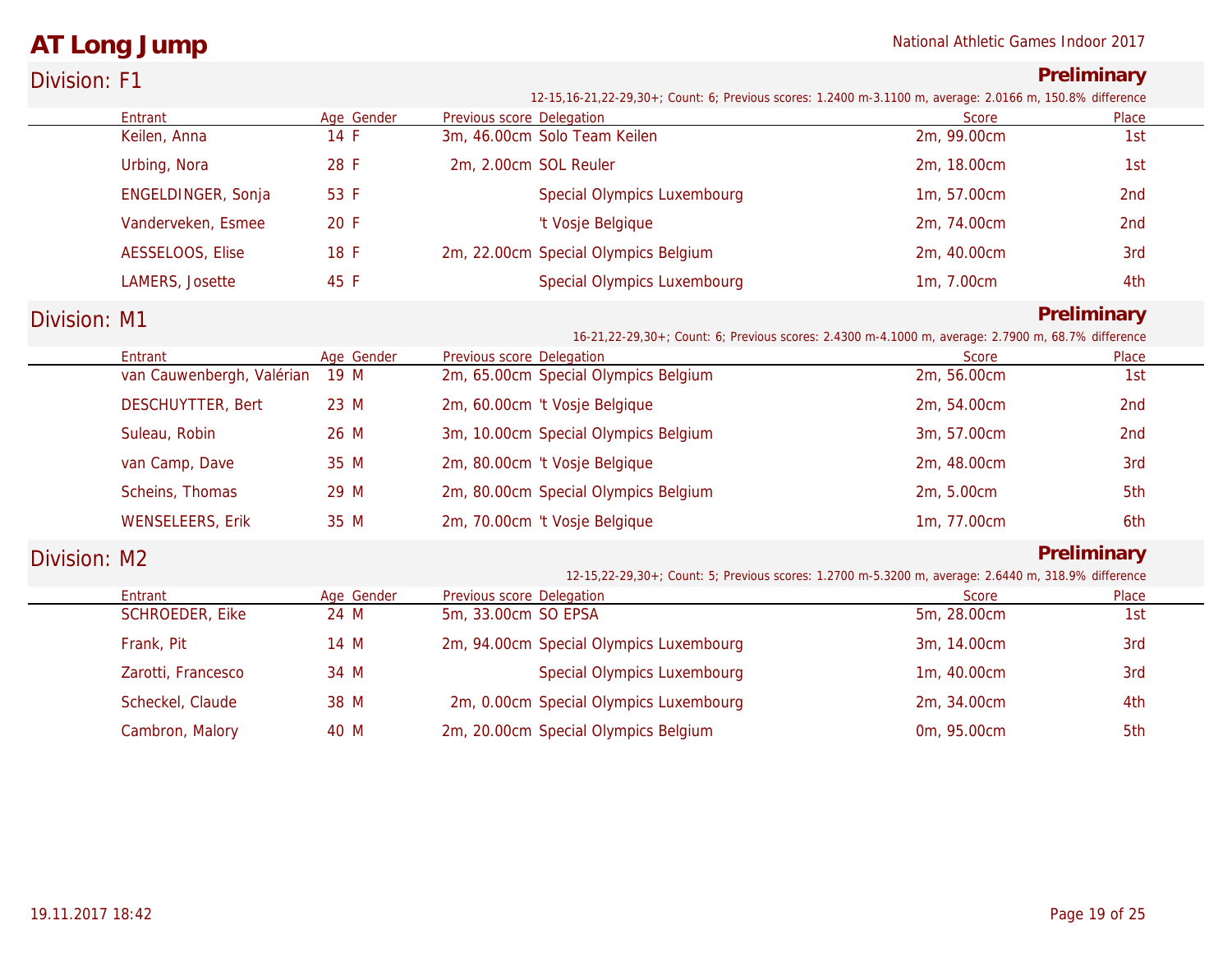# AT Long Jump

National Athletic Games Indoor 2017

## Division: F1

**Preliminary**

12-15,16-21,22-29,30+; Count: 6; Previous scores: 1.2400 m-3.1100 m, average: 2.0166 m, 150.8% difference

| Entrant | Age | Gender | Previous score | Delegation | Score | Place |
|---|---|---|---|---|---|---|
| Keilen, Anna | 14 | F | 3m, 46.00cm | Solo Team Keilen | 2m, 99.00cm | 1st |
| Urbing, Nora | 28 | F | 2m, 2.00cm | SOL Reuler | 2m, 18.00cm | 1st |
| ENGELDINGER, Sonja | 53 | F | | Special Olympics Luxembourg | 1m, 57.00cm | 2nd |
| Vanderveken, Esmee | 20 | F | | 't Vosje Belgique | 2m, 74.00cm | 2nd |
| AESSELOOS, Elise | 18 | F | 2m, 22.00cm | Special Olympics Belgium | 2m, 40.00cm | 3rd |
| LAMERS, Josette | 45 | F | | Special Olympics Luxembourg | 1m, 7.00cm | 4th |

## Division: M1

**Preliminary**

16-21,22-29,30+; Count: 6; Previous scores: 2.4300 m-4.1000 m, average: 2.7900 m, 68.7% difference

| Entrant | Age | Gender | Previous score | Delegation | Score | Place |
|---|---|---|---|---|---|---|
| van Cauwenbergh, Valérian | 19 | M | 2m, 65.00cm | Special Olympics Belgium | 2m, 56.00cm | 1st |
| DESCHUYTTER, Bert | 23 | M | 2m, 60.00cm | 't Vosje Belgique | 2m, 54.00cm | 2nd |
| Suleau, Robin | 26 | M | 3m, 10.00cm | Special Olympics Belgium | 3m, 57.00cm | 2nd |
| van Camp, Dave | 35 | M | 2m, 80.00cm | 't Vosje Belgique | 2m, 48.00cm | 3rd |
| Scheins, Thomas | 29 | M | 2m, 80.00cm | Special Olympics Belgium | 2m, 5.00cm | 5th |
| WENSELEERS, Erik | 35 | M | 2m, 70.00cm | 't Vosje Belgique | 1m, 77.00cm | 6th |

## Division: M2

**Preliminary**

12-15,22-29,30+; Count: 5; Previous scores: 1.2700 m-5.3200 m, average: 2.6440 m, 318.9% difference

| Entrant | Age | Gender | Previous score | Delegation | Score | Place |
|---|---|---|---|---|---|---|
| SCHROEDER, Eike | 24 | M | 5m, 33.00cm | SO EPSA | 5m, 28.00cm | 1st |
| Frank, Pit | 14 | M | 2m, 94.00cm | Special Olympics Luxembourg | 3m, 14.00cm | 3rd |
| Zarotti, Francesco | 34 | M | | Special Olympics Luxembourg | 1m, 40.00cm | 3rd |
| Scheckel, Claude | 38 | M | 2m, 0.00cm | Special Olympics Luxembourg | 2m, 34.00cm | 4th |
| Cambron, Malory | 40 | M | 2m, 20.00cm | Special Olympics Belgium | 0m, 95.00cm | 5th |

19.11.2017 18:42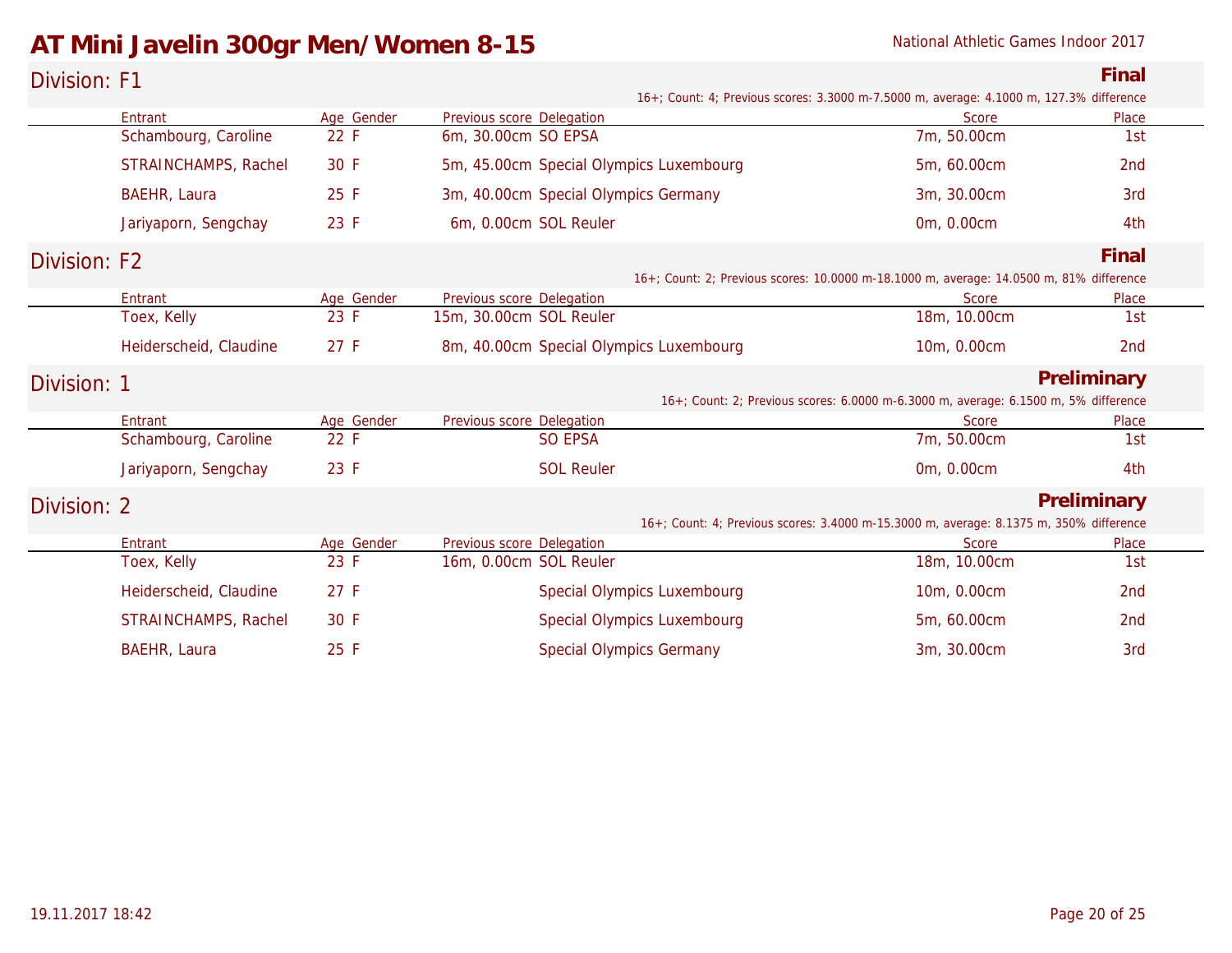# AT Mini Javelin 300gr Men/Women 8-15

National Athletic Games Indoor 2017

## Division: F1

**Final**

16+; Count: 4; Previous scores: 3.3000 m-7.5000 m, average: 4.1000 m, 127.3% difference

| Entrant | Age | Gender | Previous score | Delegation | Score | Place |
|---|---|---|---|---|---|---|
| Schambourg, Caroline | 22 | F | 6m, 30.00cm | SO EPSA | 7m, 50.00cm | 1st |
| STRAINCHAMPS, Rachel | 30 | F | 5m, 45.00cm | Special Olympics Luxembourg | 5m, 60.00cm | 2nd |
| BAEHR, Laura | 25 | F | 3m, 40.00cm | Special Olympics Germany | 3m, 30.00cm | 3rd |
| Jariyaporn, Sengchay | 23 | F | 6m, 0.00cm | SOL Reuler | 0m, 0.00cm | 4th |

## Division: F2

**Final**

16+; Count: 2; Previous scores: 10.0000 m-18.1000 m, average: 14.0500 m, 81% difference

| Entrant | Age | Gender | Previous score | Delegation | Score | Place |
|---|---|---|---|---|---|---|
| Toex, Kelly | 23 | F | 15m, 30.00cm | SOL Reuler | 18m, 10.00cm | 1st |
| Heiderscheid, Claudine | 27 | F | 8m, 40.00cm | Special Olympics Luxembourg | 10m, 0.00cm | 2nd |

## Division: 1

**Preliminary**

16+; Count: 2; Previous scores: 6.0000 m-6.3000 m, average: 6.1500 m, 5% difference

| Entrant | Age | Gender | Previous score | Delegation | Score | Place |
|---|---|---|---|---|---|---|
| Schambourg, Caroline | 22 | F | | SO EPSA | 7m, 50.00cm | 1st |
| Jariyaporn, Sengchay | 23 | F | | SOL Reuler | 0m, 0.00cm | 4th |

## Division: 2

**Preliminary**

16+; Count: 4; Previous scores: 3.4000 m-15.3000 m, average: 8.1375 m, 350% difference

| Entrant | Age | Gender | Previous score | Delegation | Score | Place |
|---|---|---|---|---|---|---|
| Toex, Kelly | 23 | F | 16m, 0.00cm | SOL Reuler | 18m, 10.00cm | 1st |
| Heiderscheid, Claudine | 27 | F | | Special Olympics Luxembourg | 10m, 0.00cm | 2nd |
| STRAINCHAMPS, Rachel | 30 | F | | Special Olympics Luxembourg | 5m, 60.00cm | 2nd |
| BAEHR, Laura | 25 | F | | Special Olympics Germany | 3m, 30.00cm | 3rd |

19.11.2017 18:42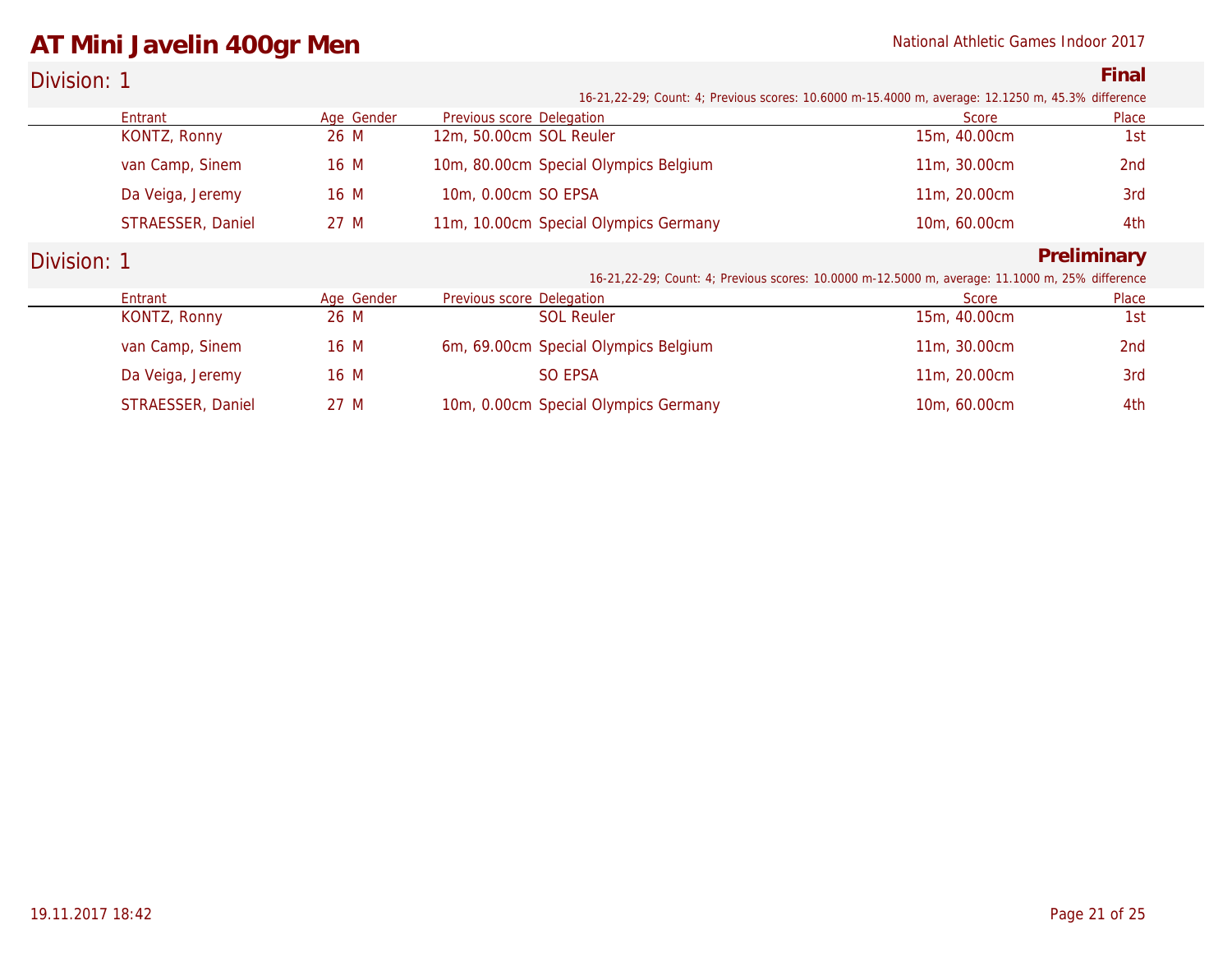# AT Mini Javelin 400gr Men

National Athletic Games Indoor 2017

## Division: 1

**Final**

16-21,22-29; Count: 4; Previous scores: 10.6000 m-15.4000 m, average: 12.1250 m, 45.3% difference

| Entrant | Age | Gender | Previous score | Delegation | Score | Place |
|---|---|---|---|---|---|---|
| KONTZ, Ronny | 26 | M | 12m, 50.00cm | SOL Reuler | 15m, 40.00cm | 1st |
| van Camp, Sinem | 16 | M | 10m, 80.00cm | Special Olympics Belgium | 11m, 30.00cm | 2nd |
| Da Veiga, Jeremy | 16 | M | 10m, 0.00cm | SO EPSA | 11m, 20.00cm | 3rd |
| STRAESSER, Daniel | 27 | M | 11m, 10.00cm | Special Olympics Germany | 10m, 60.00cm | 4th |

## Division: 1

**Preliminary**

16-21,22-29; Count: 4; Previous scores: 10.0000 m-12.5000 m, average: 11.1000 m, 25% difference

| Entrant | Age | Gender | Previous score | Delegation | Score | Place |
|---|---|---|---|---|---|---|
| KONTZ, Ronny | 26 | M | | SOL Reuler | 15m, 40.00cm | 1st |
| van Camp, Sinem | 16 | M | 6m, 69.00cm | Special Olympics Belgium | 11m, 30.00cm | 2nd |
| Da Veiga, Jeremy | 16 | M | | SO EPSA | 11m, 20.00cm | 3rd |
| STRAESSER, Daniel | 27 | M | 10m, 0.00cm | Special Olympics Germany | 10m, 60.00cm | 4th |

19.11.2017 18:42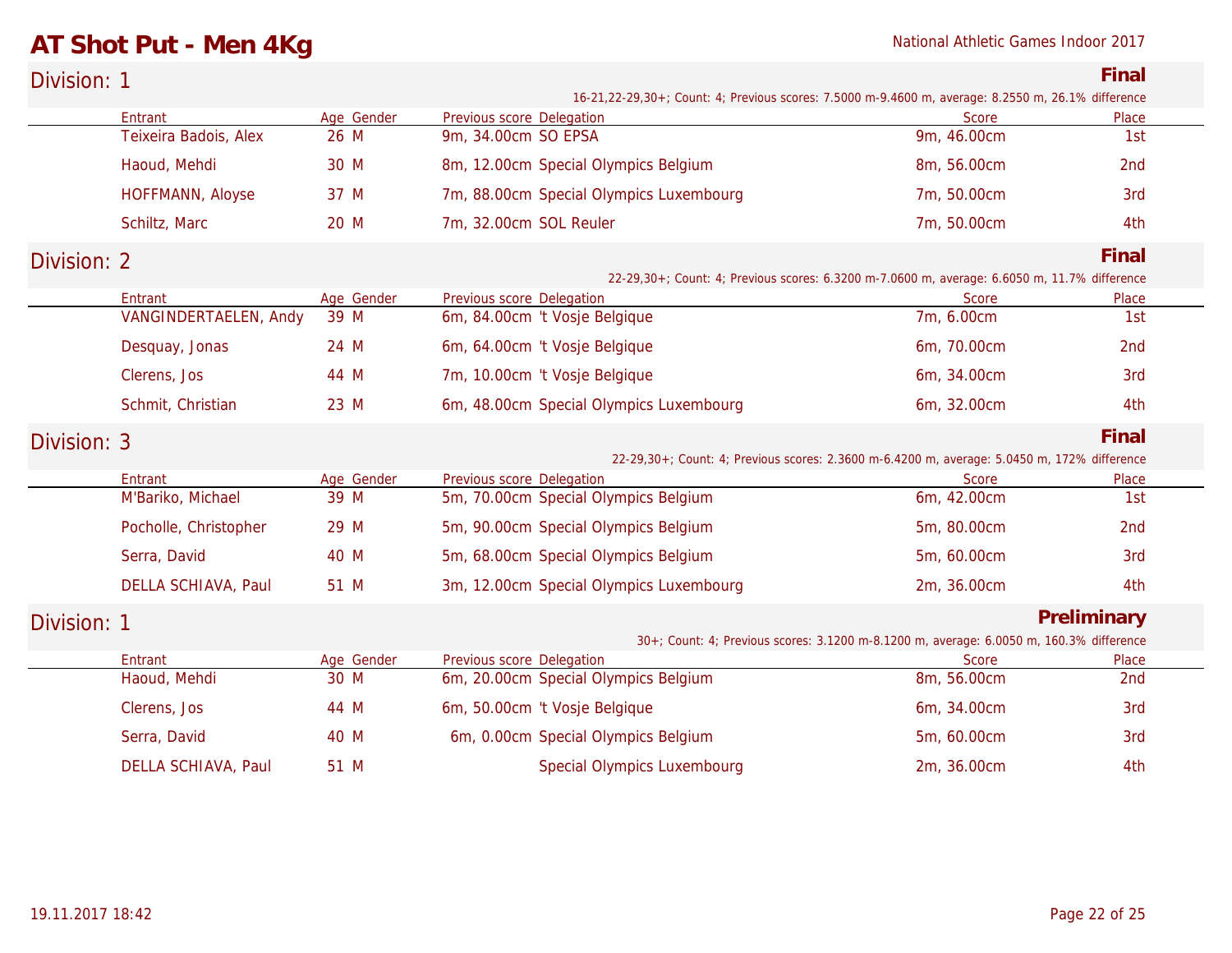# AT Shot Put - Men 4Kg

National Athletic Games Indoor 2017

## Division: 1

**Final**

16-21,22-29,30+; Count: 4; Previous scores: 7.5000 m-9.4600 m, average: 8.2550 m, 26.1% difference

| Entrant | Age | Gender | Previous score | Delegation | Score | Place |
|---|---|---|---|---|---|---|
| Teixeira Badois, Alex | 26 | M | 9m, 34.00cm | SO EPSA | 9m, 46.00cm | 1st |
| Haoud, Mehdi | 30 | M | 8m, 12.00cm | Special Olympics Belgium | 8m, 56.00cm | 2nd |
| HOFFMANN, Aloyse | 37 | M | 7m, 88.00cm | Special Olympics Luxembourg | 7m, 50.00cm | 3rd |
| Schiltz, Marc | 20 | M | 7m, 32.00cm | SOL Reuler | 7m, 50.00cm | 4th |

## Division: 2

**Final**

22-29,30+; Count: 4; Previous scores: 6.3200 m-7.0600 m, average: 6.6050 m, 11.7% difference

| Entrant | Age | Gender | Previous score | Delegation | Score | Place |
|---|---|---|---|---|---|---|
| VANGINDERTAELEN, Andy | 39 | M | 6m, 84.00cm | 't Vosje Belgique | 7m, 6.00cm | 1st |
| Desquay, Jonas | 24 | M | 6m, 64.00cm | 't Vosje Belgique | 6m, 70.00cm | 2nd |
| Clerens, Jos | 44 | M | 7m, 10.00cm | 't Vosje Belgique | 6m, 34.00cm | 3rd |
| Schmit, Christian | 23 | M | 6m, 48.00cm | Special Olympics Luxembourg | 6m, 32.00cm | 4th |

## Division: 3

**Final**

22-29,30+; Count: 4; Previous scores: 2.3600 m-6.4200 m, average: 5.0450 m, 172% difference

| Entrant | Age | Gender | Previous score | Delegation | Score | Place |
|---|---|---|---|---|---|---|
| M'Bariko, Michael | 39 | M | 5m, 70.00cm | Special Olympics Belgium | 6m, 42.00cm | 1st |
| Pocholle, Christopher | 29 | M | 5m, 90.00cm | Special Olympics Belgium | 5m, 80.00cm | 2nd |
| Serra, David | 40 | M | 5m, 68.00cm | Special Olympics Belgium | 5m, 60.00cm | 3rd |
| DELLA SCHIAVA, Paul | 51 | M | 3m, 12.00cm | Special Olympics Luxembourg | 2m, 36.00cm | 4th |

## Division: 1

**Preliminary**

30+; Count: 4; Previous scores: 3.1200 m-8.1200 m, average: 6.0050 m, 160.3% difference

| Entrant | Age | Gender | Previous score | Delegation | Score | Place |
|---|---|---|---|---|---|---|
| Haoud, Mehdi | 30 | M | 6m, 20.00cm | Special Olympics Belgium | 8m, 56.00cm | 2nd |
| Clerens, Jos | 44 | M | 6m, 50.00cm | 't Vosje Belgique | 6m, 34.00cm | 3rd |
| Serra, David | 40 | M | 6m, 0.00cm | Special Olympics Belgium | 5m, 60.00cm | 3rd |
| DELLA SCHIAVA, Paul | 51 | M | | Special Olympics Luxembourg | 2m, 36.00cm | 4th |

19.11.2017 18:42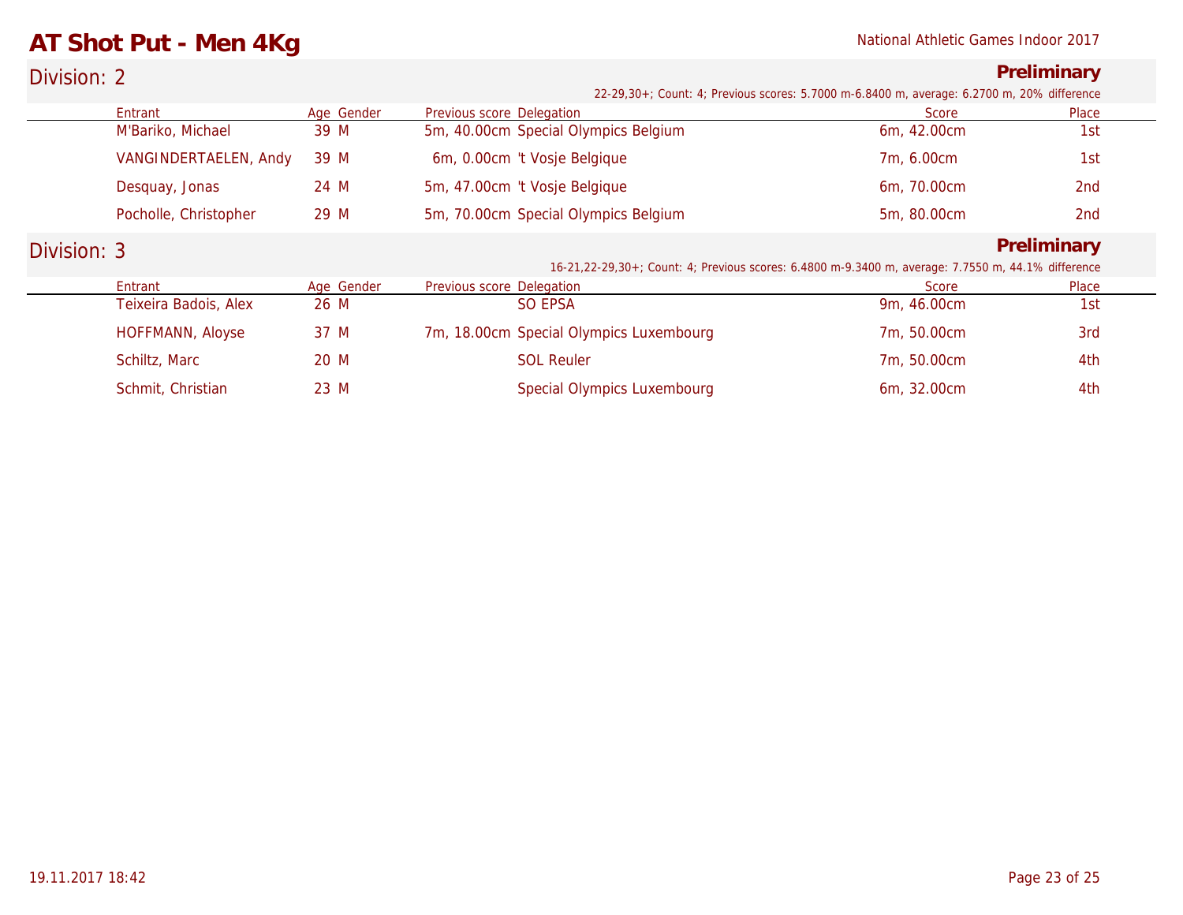# AT Shot Put - Men 4Kg

National Athletic Games Indoor 2017

## Division: 2

**Preliminary**

22-29,30+; Count: 4; Previous scores: 5.7000 m-6.8400 m, average: 6.2700 m, 20% difference

| Entrant | Age | Gender | Previous score | Delegation | Score | Place |
|---|---|---|---|---|---|---|
| M'Bariko, Michael | 39 | M | 5m, 40.00cm | Special Olympics Belgium | 6m, 42.00cm | 1st |
| VANGINDERTAELEN, Andy | 39 | M | 6m, 0.00cm | 't Vosje Belgique | 7m, 6.00cm | 1st |
| Desquay, Jonas | 24 | M | 5m, 47.00cm | 't Vosje Belgique | 6m, 70.00cm | 2nd |
| Pocholle, Christopher | 29 | M | 5m, 70.00cm | Special Olympics Belgium | 5m, 80.00cm | 2nd |

## Division: 3

**Preliminary**

16-21,22-29,30+; Count: 4; Previous scores: 6.4800 m-9.3400 m, average: 7.7550 m, 44.1% difference

| Entrant | Age | Gender | Previous score | Delegation | Score | Place |
|---|---|---|---|---|---|---|
| Teixeira Badois, Alex | 26 | M | | SO EPSA | 9m, 46.00cm | 1st |
| HOFFMANN, Aloyse | 37 | M | 7m, 18.00cm | Special Olympics Luxembourg | 7m, 50.00cm | 3rd |
| Schiltz, Marc | 20 | M | | SOL Reuler | 7m, 50.00cm | 4th |
| Schmit, Christian | 23 | M | | Special Olympics Luxembourg | 6m, 32.00cm | 4th |

19.11.2017 18:42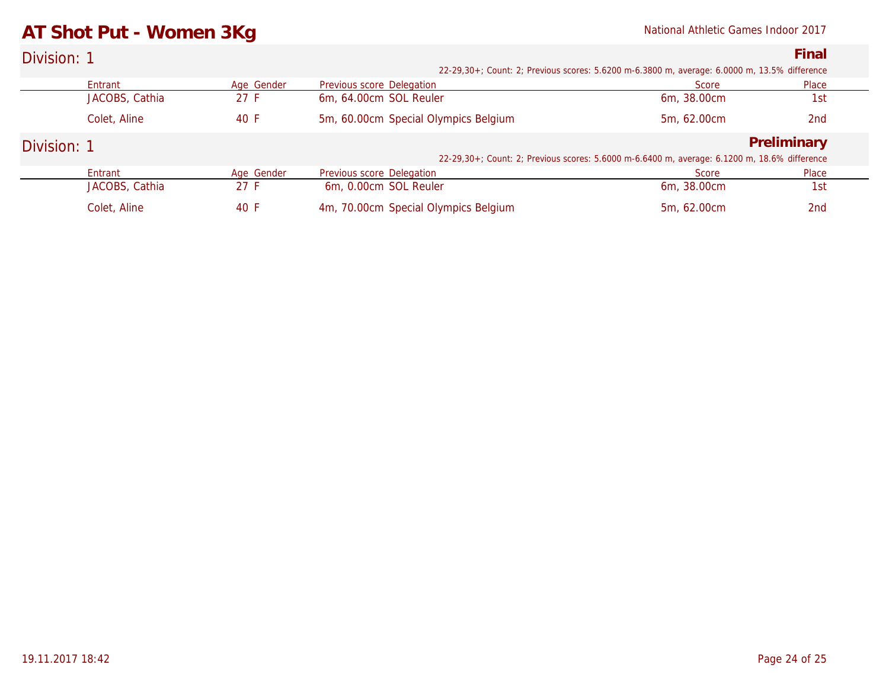# AT Shot Put - Women 3Kg

National Athletic Games Indoor 2017

## Division: 1

**Final**

22-29,30+; Count: 2; Previous scores: 5.6200 m-6.3800 m, average: 6.0000 m, 13.5% difference

| Entrant | Age | Gender | Previous score | Delegation | Score | Place |
|---|---|---|---|---|---|---|
| JACOBS, Cathia | 27 | F | 6m, 64.00cm | SOL Reuler | 6m, 38.00cm | 1st |
| Colet, Aline | 40 | F | 5m, 60.00cm | Special Olympics Belgium | 5m, 62.00cm | 2nd |

## Division: 1

**Preliminary**

22-29,30+; Count: 2; Previous scores: 5.6000 m-6.6400 m, average: 6.1200 m, 18.6% difference

| Entrant | Age | Gender | Previous score | Delegation | Score | Place |
|---|---|---|---|---|---|---|
| JACOBS, Cathia | 27 | F | 6m, 0.00cm | SOL Reuler | 6m, 38.00cm | 1st |
| Colet, Aline | 40 | F | 4m, 70.00cm | Special Olympics Belgium | 5m, 62.00cm | 2nd |

19.11.2017 18:42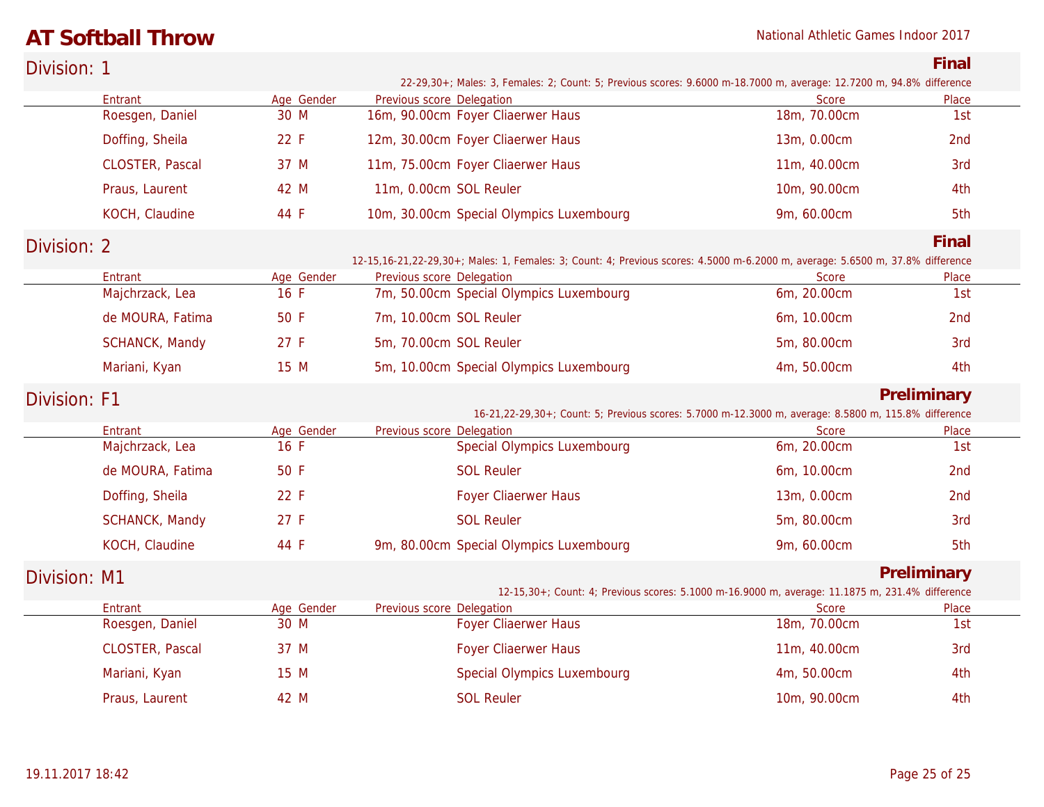# AT Softball Throw

National Athletic Games Indoor 2017

## Division: 1

**Final**

22-29,30+; Males: 3, Females: 2; Count: 5; Previous scores: 9.6000 m-18.7000 m, average: 12.7200 m, 94.8% difference

| Entrant | Age | Gender | Previous score | Delegation | Score | Place |
|---|---|---|---|---|---|---|
| Roesgen, Daniel | 30 | M | 16m, 90.00cm | Foyer Cliaerwer Haus | 18m, 70.00cm | 1st |
| Doffing, Sheila | 22 | F | 12m, 30.00cm | Foyer Cliaerwer Haus | 13m, 0.00cm | 2nd |
| CLOSTER, Pascal | 37 | M | 11m, 75.00cm | Foyer Cliaerwer Haus | 11m, 40.00cm | 3rd |
| Praus, Laurent | 42 | M | 11m, 0.00cm | SOL Reuler | 10m, 90.00cm | 4th |
| KOCH, Claudine | 44 | F | 10m, 30.00cm | Special Olympics Luxembourg | 9m, 60.00cm | 5th |

## Division: 2

**Final**

12-15,16-21,22-29,30+; Males: 1, Females: 3; Count: 4; Previous scores: 4.5000 m-6.2000 m, average: 5.6500 m, 37.8% difference

| Entrant | Age | Gender | Previous score | Delegation | Score | Place |
|---|---|---|---|---|---|---|
| Majchrzack, Lea | 16 | F | 7m, 50.00cm | Special Olympics Luxembourg | 6m, 20.00cm | 1st |
| de MOURA, Fatima | 50 | F | 7m, 10.00cm | SOL Reuler | 6m, 10.00cm | 2nd |
| SCHANCK, Mandy | 27 | F | 5m, 70.00cm | SOL Reuler | 5m, 80.00cm | 3rd |
| Mariani, Kyan | 15 | M | 5m, 10.00cm | Special Olympics Luxembourg | 4m, 50.00cm | 4th |

## Division: F1

**Preliminary**

16-21,22-29,30+; Count: 5; Previous scores: 5.7000 m-12.3000 m, average: 8.5800 m, 115.8% difference

| Entrant | Age | Gender | Previous score | Delegation | Score | Place |
|---|---|---|---|---|---|---|
| Majchrzack, Lea | 16 | F | | Special Olympics Luxembourg | 6m, 20.00cm | 1st |
| de MOURA, Fatima | 50 | F | | SOL Reuler | 6m, 10.00cm | 2nd |
| Doffing, Sheila | 22 | F | | Foyer Cliaerwer Haus | 13m, 0.00cm | 2nd |
| SCHANCK, Mandy | 27 | F | | SOL Reuler | 5m, 80.00cm | 3rd |
| KOCH, Claudine | 44 | F | 9m, 80.00cm | Special Olympics Luxembourg | 9m, 60.00cm | 5th |

## Division: M1

**Preliminary**

12-15,30+; Count: 4; Previous scores: 5.1000 m-16.9000 m, average: 11.1875 m, 231.4% difference

| Entrant | Age | Gender | Previous score | Delegation | Score | Place |
|---|---|---|---|---|---|---|
| Roesgen, Daniel | 30 | M | | Foyer Cliaerwer Haus | 18m, 70.00cm | 1st |
| CLOSTER, Pascal | 37 | M | | Foyer Cliaerwer Haus | 11m, 40.00cm | 3rd |
| Mariani, Kyan | 15 | M | | Special Olympics Luxembourg | 4m, 50.00cm | 4th |
| Praus, Laurent | 42 | M | | SOL Reuler | 10m, 90.00cm | 4th |

19.11.2017 18:42